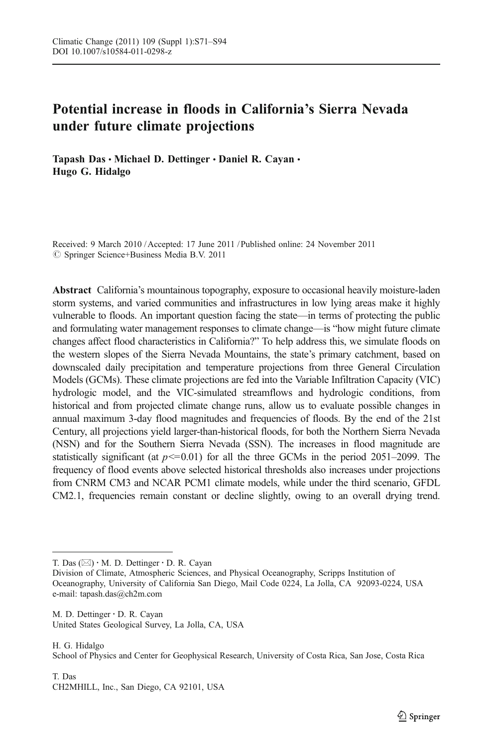# Potential increase in floods in California's Sierra Nevada under future climate projections

**Tapash Das · Michael D. Dettinger · Daniel R. Cayan · Hugo G. Hidalgo**

Received: 9 March 2010 / Accepted: 17 June 2011 / Published online: 24 November 2011
© Springer Science+Business Media B.V. 2011

**Abstract** California's mountainous topography, exposure to occasional heavily moisture-laden storm systems, and varied communities and infrastructures in low lying areas make it highly vulnerable to floods. An important question facing the state—in terms of protecting the public and formulating water management responses to climate change—is "how might future climate changes affect flood characteristics in California?" To help address this, we simulate floods on the western slopes of the Sierra Nevada Mountains, the state's primary catchment, based on downscaled daily precipitation and temperature projections from three General Circulation Models (GCMs). These climate projections are fed into the Variable Infiltration Capacity (VIC) hydrologic model, and the VIC-simulated streamflows and hydrologic conditions, from historical and from projected climate change runs, allow us to evaluate possible changes in annual maximum 3-day flood magnitudes and frequencies of floods. By the end of the 21st Century, all projections yield larger-than-historical floods, for both the Northern Sierra Nevada (NSN) and for the Southern Sierra Nevada (SSN). The increases in flood magnitude are statistically significant (at $p<=0.01$) for all the three GCMs in the period 2051–2099. The frequency of flood events above selected historical thresholds also increases under projections from CNRM CM3 and NCAR PCM1 climate models, while under the third scenario, GFDL CM2.1, frequencies remain constant or decline slightly, owing to an overall drying trend.

---

T. Das (✉) · M. D. Dettinger · D. R. Cayan
Division of Climate, Atmospheric Sciences, and Physical Oceanography, Scripps Institution of Oceanography, University of California San Diego, Mail Code 0224, La Jolla, CA 92093-0224, USA
e-mail: tapash.das@ch2m.com

M. D. Dettinger · D. R. Cayan
United States Geological Survey, La Jolla, CA, USA

H. G. Hidalgo
School of Physics and Center for Geophysical Research, University of Costa Rica, San Jose, Costa Rica

T. Das
CH2MHILL, Inc., San Diego, CA 92101, USA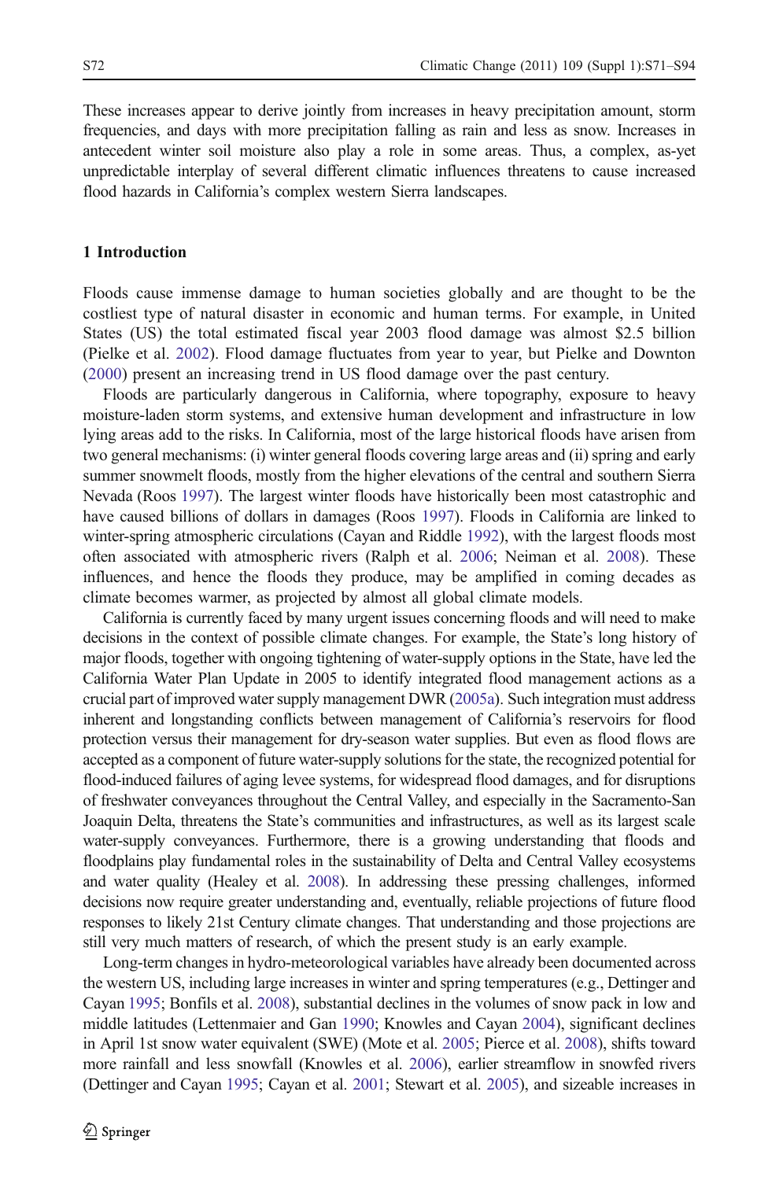These increases appear to derive jointly from increases in heavy precipitation amount, storm frequencies, and days with more precipitation falling as rain and less as snow. Increases in antecedent winter soil moisture also play a role in some areas. Thus, a complex, as-yet unpredictable interplay of several different climatic influences threatens to cause increased flood hazards in California's complex western Sierra landscapes.

## 1 Introduction

Floods cause immense damage to human societies globally and are thought to be the costliest type of natural disaster in economic and human terms. For example, in United States (US) the total estimated fiscal year 2003 flood damage was almost $2.5 billion (Pielke et al. 2002). Flood damage fluctuates from year to year, but Pielke and Downton (2000) present an increasing trend in US flood damage over the past century.

Floods are particularly dangerous in California, where topography, exposure to heavy moisture-laden storm systems, and extensive human development and infrastructure in low lying areas add to the risks. In California, most of the large historical floods have arisen from two general mechanisms: (i) winter general floods covering large areas and (ii) spring and early summer snowmelt floods, mostly from the higher elevations of the central and southern Sierra Nevada (Roos 1997). The largest winter floods have historically been most catastrophic and have caused billions of dollars in damages (Roos 1997). Floods in California are linked to winter-spring atmospheric circulations (Cayan and Riddle 1992), with the largest floods most often associated with atmospheric rivers (Ralph et al. 2006; Neiman et al. 2008). These influences, and hence the floods they produce, may be amplified in coming decades as climate becomes warmer, as projected by almost all global climate models.

California is currently faced by many urgent issues concerning floods and will need to make decisions in the context of possible climate changes. For example, the State's long history of major floods, together with ongoing tightening of water-supply options in the State, have led the California Water Plan Update in 2005 to identify integrated flood management actions as a crucial part of improved water supply management DWR (2005a). Such integration must address inherent and longstanding conflicts between management of California's reservoirs for flood protection versus their management for dry-season water supplies. But even as flood flows are accepted as a component of future water-supply solutions for the state, the recognized potential for flood-induced failures of aging levee systems, for widespread flood damages, and for disruptions of freshwater conveyances throughout the Central Valley, and especially in the Sacramento-San Joaquin Delta, threatens the State's communities and infrastructures, as well as its largest scale water-supply conveyances. Furthermore, there is a growing understanding that floods and floodplains play fundamental roles in the sustainability of Delta and Central Valley ecosystems and water quality (Healey et al. 2008). In addressing these pressing challenges, informed decisions now require greater understanding and, eventually, reliable projections of future flood responses to likely 21st Century climate changes. That understanding and those projections are still very much matters of research, of which the present study is an early example.

Long-term changes in hydro-meteorological variables have already been documented across the western US, including large increases in winter and spring temperatures (e.g., Dettinger and Cayan 1995; Bonfils et al. 2008), substantial declines in the volumes of snow pack in low and middle latitudes (Lettenmaier and Gan 1990; Knowles and Cayan 2004), significant declines in April 1st snow water equivalent (SWE) (Mote et al. 2005; Pierce et al. 2008), shifts toward more rainfall and less snowfall (Knowles et al. 2006), earlier streamflow in snowfed rivers (Dettinger and Cayan 1995; Cayan et al. 2001; Stewart et al. 2005), and sizeable increases in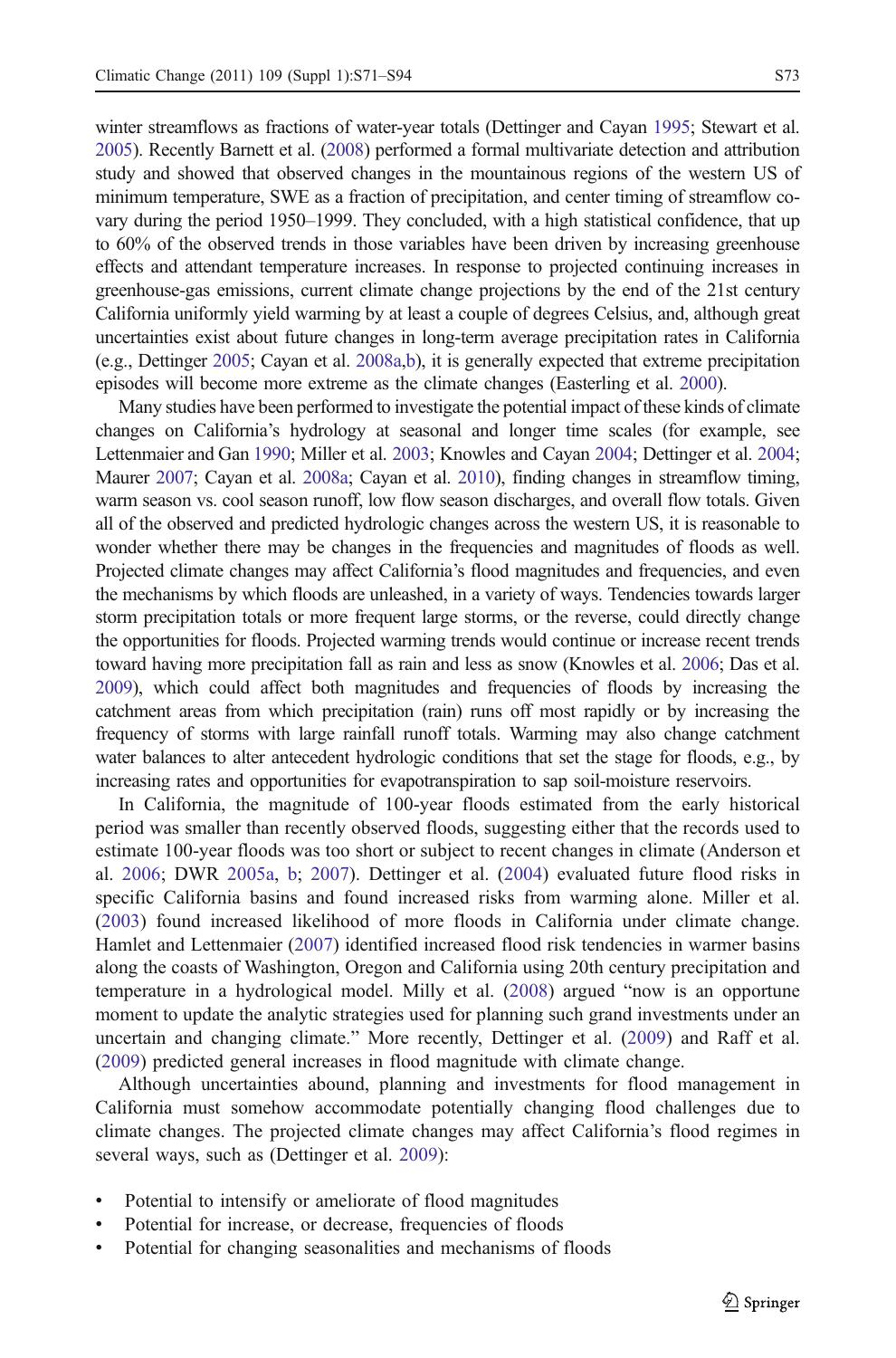winter streamflows as fractions of water-year totals (Dettinger and Cayan 1995; Stewart et al. 2005). Recently Barnett et al. (2008) performed a formal multivariate detection and attribution study and showed that observed changes in the mountainous regions of the western US of minimum temperature, SWE as a fraction of precipitation, and center timing of streamflow co-vary during the period 1950–1999. They concluded, with a high statistical confidence, that up to 60% of the observed trends in those variables have been driven by increasing greenhouse effects and attendant temperature increases. In response to projected continuing increases in greenhouse-gas emissions, current climate change projections by the end of the 21st century California uniformly yield warming by at least a couple of degrees Celsius, and, although great uncertainties exist about future changes in long-term average precipitation rates in California (e.g., Dettinger 2005; Cayan et al. 2008a,b), it is generally expected that extreme precipitation episodes will become more extreme as the climate changes (Easterling et al. 2000).

Many studies have been performed to investigate the potential impact of these kinds of climate changes on California's hydrology at seasonal and longer time scales (for example, see Lettenmaier and Gan 1990; Miller et al. 2003; Knowles and Cayan 2004; Dettinger et al. 2004; Maurer 2007; Cayan et al. 2008a; Cayan et al. 2010), finding changes in streamflow timing, warm season vs. cool season runoff, low flow season discharges, and overall flow totals. Given all of the observed and predicted hydrologic changes across the western US, it is reasonable to wonder whether there may be changes in the frequencies and magnitudes of floods as well. Projected climate changes may affect California's flood magnitudes and frequencies, and even the mechanisms by which floods are unleashed, in a variety of ways. Tendencies towards larger storm precipitation totals or more frequent large storms, or the reverse, could directly change the opportunities for floods. Projected warming trends would continue or increase recent trends toward having more precipitation fall as rain and less as snow (Knowles et al. 2006; Das et al. 2009), which could affect both magnitudes and frequencies of floods by increasing the catchment areas from which precipitation (rain) runs off most rapidly or by increasing the frequency of storms with large rainfall runoff totals. Warming may also change catchment water balances to alter antecedent hydrologic conditions that set the stage for floods, e.g., by increasing rates and opportunities for evapotranspiration to sap soil-moisture reservoirs.

In California, the magnitude of 100-year floods estimated from the early historical period was smaller than recently observed floods, suggesting either that the records used to estimate 100-year floods was too short or subject to recent changes in climate (Anderson et al. 2006; DWR 2005a, b; 2007). Dettinger et al. (2004) evaluated future flood risks in specific California basins and found increased risks from warming alone. Miller et al. (2003) found increased likelihood of more floods in California under climate change. Hamlet and Lettenmaier (2007) identified increased flood risk tendencies in warmer basins along the coasts of Washington, Oregon and California using 20th century precipitation and temperature in a hydrological model. Milly et al. (2008) argued "now is an opportune moment to update the analytic strategies used for planning such grand investments under an uncertain and changing climate." More recently, Dettinger et al. (2009) and Raff et al. (2009) predicted general increases in flood magnitude with climate change.

Although uncertainties abound, planning and investments for flood management in California must somehow accommodate potentially changing flood challenges due to climate changes. The projected climate changes may affect California's flood regimes in several ways, such as (Dettinger et al. 2009):

- Potential to intensify or ameliorate of flood magnitudes
- Potential for increase, or decrease, frequencies of floods
- Potential for changing seasonalities and mechanisms of floods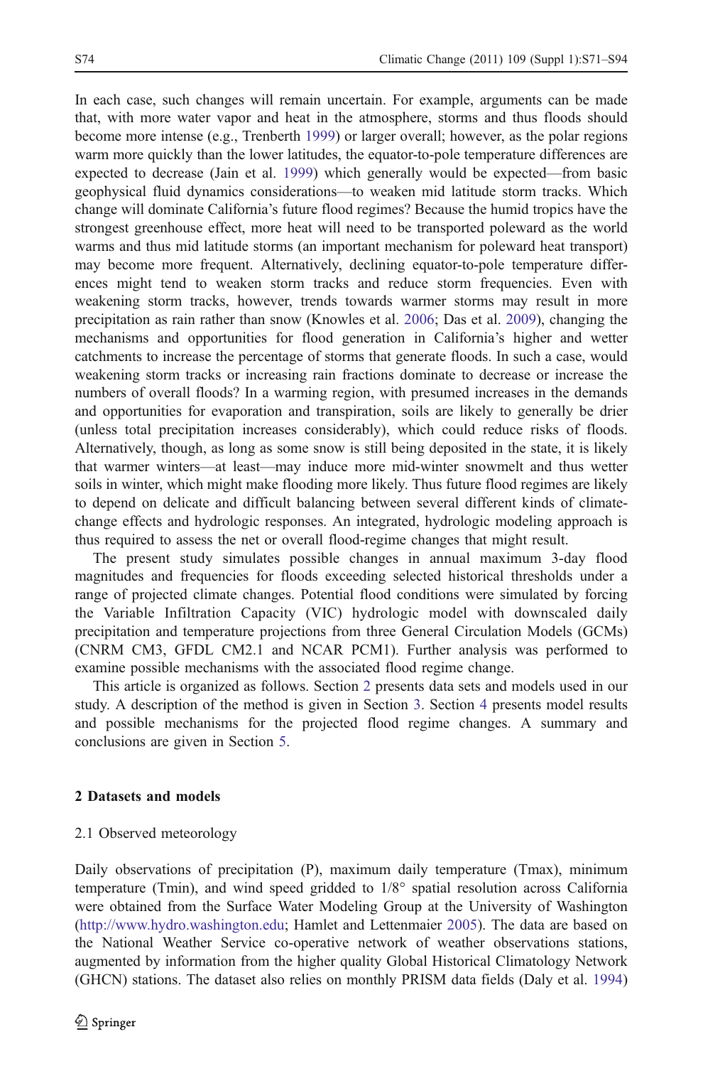In each case, such changes will remain uncertain. For example, arguments can be made that, with more water vapor and heat in the atmosphere, storms and thus floods should become more intense (e.g., Trenberth 1999) or larger overall; however, as the polar regions warm more quickly than the lower latitudes, the equator-to-pole temperature differences are expected to decrease (Jain et al. 1999) which generally would be expected—from basic geophysical fluid dynamics considerations—to weaken mid latitude storm tracks. Which change will dominate California's future flood regimes? Because the humid tropics have the strongest greenhouse effect, more heat will need to be transported poleward as the world warms and thus mid latitude storms (an important mechanism for poleward heat transport) may become more frequent. Alternatively, declining equator-to-pole temperature differences might tend to weaken storm tracks and reduce storm frequencies. Even with weakening storm tracks, however, trends towards warmer storms may result in more precipitation as rain rather than snow (Knowles et al. 2006; Das et al. 2009), changing the mechanisms and opportunities for flood generation in California's higher and wetter catchments to increase the percentage of storms that generate floods. In such a case, would weakening storm tracks or increasing rain fractions dominate to decrease or increase the numbers of overall floods? In a warming region, with presumed increases in the demands and opportunities for evaporation and transpiration, soils are likely to generally be drier (unless total precipitation increases considerably), which could reduce risks of floods. Alternatively, though, as long as some snow is still being deposited in the state, it is likely that warmer winters—at least—may induce more mid-winter snowmelt and thus wetter soils in winter, which might make flooding more likely. Thus future flood regimes are likely to depend on delicate and difficult balancing between several different kinds of climate-change effects and hydrologic responses. An integrated, hydrologic modeling approach is thus required to assess the net or overall flood-regime changes that might result.

The present study simulates possible changes in annual maximum 3-day flood magnitudes and frequencies for floods exceeding selected historical thresholds under a range of projected climate changes. Potential flood conditions were simulated by forcing the Variable Infiltration Capacity (VIC) hydrologic model with downscaled daily precipitation and temperature projections from three General Circulation Models (GCMs) (CNRM CM3, GFDL CM2.1 and NCAR PCM1). Further analysis was performed to examine possible mechanisms with the associated flood regime change.

This article is organized as follows. Section 2 presents data sets and models used in our study. A description of the method is given in Section 3. Section 4 presents model results and possible mechanisms for the projected flood regime changes. A summary and conclusions are given in Section 5.

## 2 Datasets and models

### 2.1 Observed meteorology

Daily observations of precipitation (P), maximum daily temperature (Tmax), minimum temperature (Tmin), and wind speed gridded to 1/8° spatial resolution across California were obtained from the Surface Water Modeling Group at the University of Washington (http://www.hydro.washington.edu; Hamlet and Lettenmaier 2005). The data are based on the National Weather Service co-operative network of weather observations stations, augmented by information from the higher quality Global Historical Climatology Network (GHCN) stations. The dataset also relies on monthly PRISM data fields (Daly et al. 1994)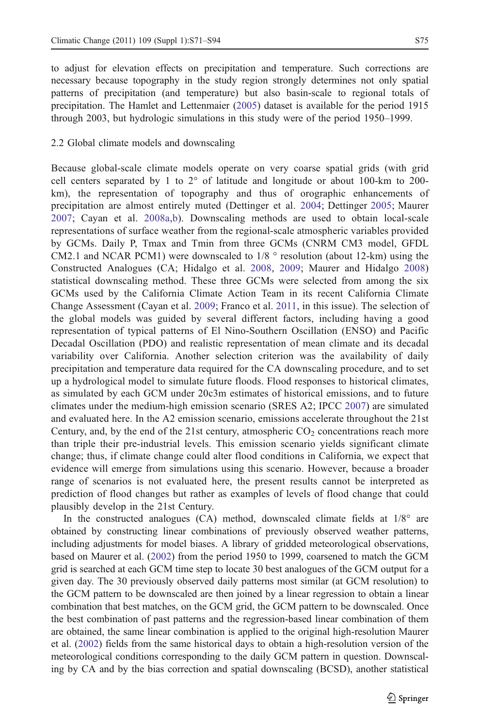to adjust for elevation effects on precipitation and temperature. Such corrections are necessary because topography in the study region strongly determines not only spatial patterns of precipitation (and temperature) but also basin-scale to regional totals of precipitation. The Hamlet and Lettenmaier (2005) dataset is available for the period 1915 through 2003, but hydrologic simulations in this study were of the period 1950–1999.

## 2.2 Global climate models and downscaling

Because global-scale climate models operate on very coarse spatial grids (with grid cell centers separated by 1 to 2° of latitude and longitude or about 100-km to 200-km), the representation of topography and thus of orographic enhancements of precipitation are almost entirely muted (Dettinger et al. 2004; Dettinger 2005; Maurer 2007; Cayan et al. 2008a,b). Downscaling methods are used to obtain local-scale representations of surface weather from the regional-scale atmospheric variables provided by GCMs. Daily P, Tmax and Tmin from three GCMs (CNRM CM3 model, GFDL CM2.1 and NCAR PCM1) were downscaled to 1/8 ° resolution (about 12-km) using the Constructed Analogues (CA; Hidalgo et al. 2008, 2009; Maurer and Hidalgo 2008) statistical downscaling method. These three GCMs were selected from among the six GCMs used by the California Climate Action Team in its recent California Climate Change Assessment (Cayan et al. 2009; Franco et al. 2011, in this issue). The selection of the global models was guided by several different factors, including having a good representation of typical patterns of El Nino-Southern Oscillation (ENSO) and Pacific Decadal Oscillation (PDO) and realistic representation of mean climate and its decadal variability over California. Another selection criterion was the availability of daily precipitation and temperature data required for the CA downscaling procedure, and to set up a hydrological model to simulate future floods. Flood responses to historical climates, as simulated by each GCM under 20c3m estimates of historical emissions, and to future climates under the medium-high emission scenario (SRES A2; IPCC 2007) are simulated and evaluated here. In the A2 emission scenario, emissions accelerate throughout the 21st Century, and, by the end of the 21st century, atmospheric $CO_2$ concentrations reach more than triple their pre-industrial levels. This emission scenario yields significant climate change; thus, if climate change could alter flood conditions in California, we expect that evidence will emerge from simulations using this scenario. However, because a broader range of scenarios is not evaluated here, the present results cannot be interpreted as prediction of flood changes but rather as examples of levels of flood change that could plausibly develop in the 21st Century.

In the constructed analogues (CA) method, downscaled climate fields at 1/8° are obtained by constructing linear combinations of previously observed weather patterns, including adjustments for model biases. A library of gridded meteorological observations, based on Maurer et al. (2002) from the period 1950 to 1999, coarsened to match the GCM grid is searched at each GCM time step to locate 30 best analogues of the GCM output for a given day. The 30 previously observed daily patterns most similar (at GCM resolution) to the GCM pattern to be downscaled are then joined by a linear regression to obtain a linear combination that best matches, on the GCM grid, the GCM pattern to be downscaled. Once the best combination of past patterns and the regression-based linear combination of them are obtained, the same linear combination is applied to the original high-resolution Maurer et al. (2002) fields from the same historical days to obtain a high-resolution version of the meteorological conditions corresponding to the daily GCM pattern in question. Downscaling by CA and by the bias correction and spatial downscaling (BCSD), another statistical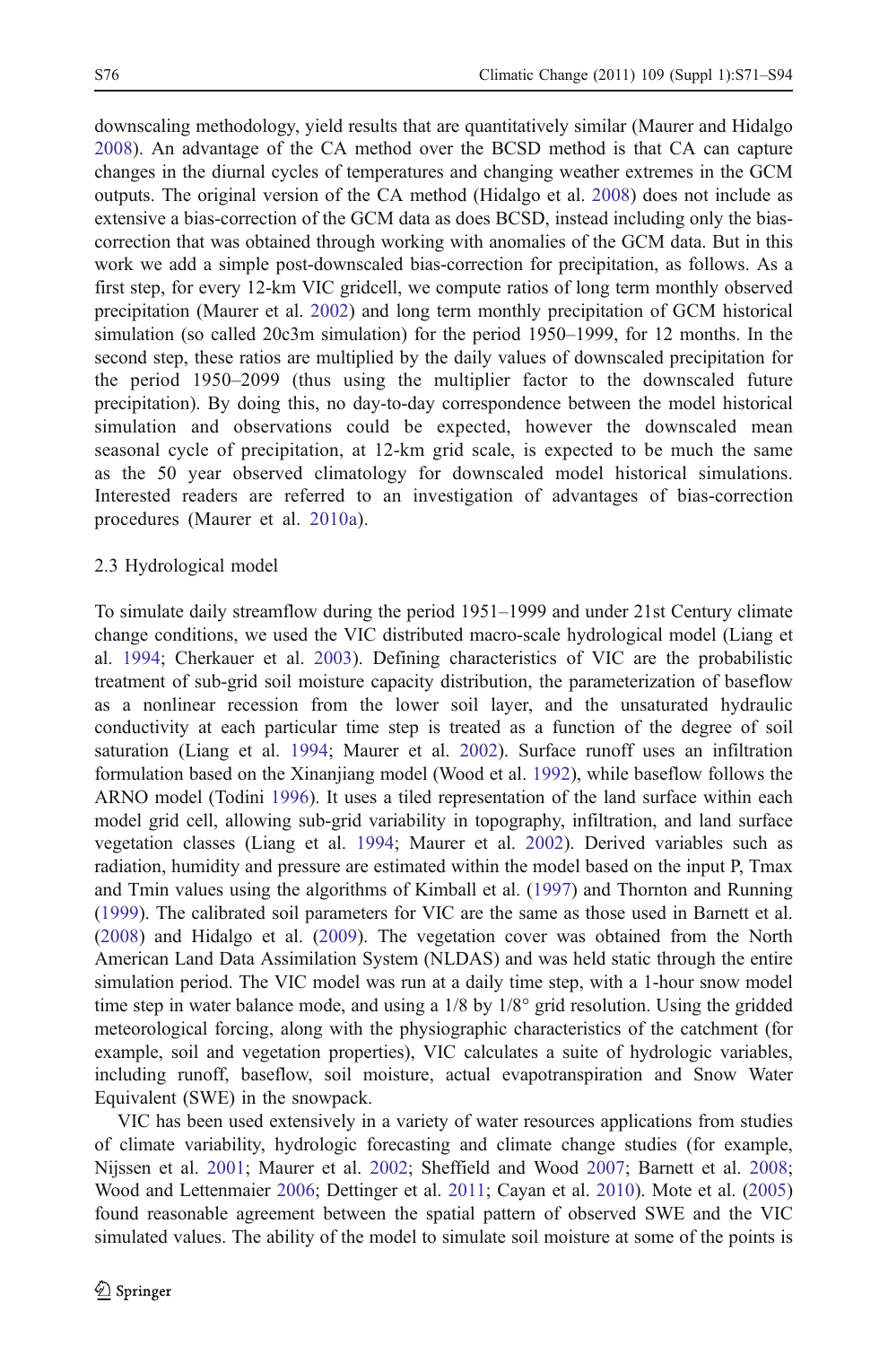downscaling methodology, yield results that are quantitatively similar (Maurer and Hidalgo 2008). An advantage of the CA method over the BCSD method is that CA can capture changes in the diurnal cycles of temperatures and changing weather extremes in the GCM outputs. The original version of the CA method (Hidalgo et al. 2008) does not include as extensive a bias-correction of the GCM data as does BCSD, instead including only the bias-correction that was obtained through working with anomalies of the GCM data. But in this work we add a simple post-downscaled bias-correction for precipitation, as follows. As a first step, for every 12-km VIC gridcell, we compute ratios of long term monthly observed precipitation (Maurer et al. 2002) and long term monthly precipitation of GCM historical simulation (so called 20c3m simulation) for the period 1950–1999, for 12 months. In the second step, these ratios are multiplied by the daily values of downscaled precipitation for the period 1950–2099 (thus using the multiplier factor to the downscaled future precipitation). By doing this, no day-to-day correspondence between the model historical simulation and observations could be expected, however the downscaled mean seasonal cycle of precipitation, at 12-km grid scale, is expected to be much the same as the 50 year observed climatology for downscaled model historical simulations. Interested readers are referred to an investigation of advantages of bias-correction procedures (Maurer et al. 2010a).

### 2.3 Hydrological model

To simulate daily streamflow during the period 1951–1999 and under 21st Century climate change conditions, we used the VIC distributed macro-scale hydrological model (Liang et al. 1994; Cherkauer et al. 2003). Defining characteristics of VIC are the probabilistic treatment of sub-grid soil moisture capacity distribution, the parameterization of baseflow as a nonlinear recession from the lower soil layer, and the unsaturated hydraulic conductivity at each particular time step is treated as a function of the degree of soil saturation (Liang et al. 1994; Maurer et al. 2002). Surface runoff uses an infiltration formulation based on the Xinanjiang model (Wood et al. 1992), while baseflow follows the ARNO model (Todini 1996). It uses a tiled representation of the land surface within each model grid cell, allowing sub-grid variability in topography, infiltration, and land surface vegetation classes (Liang et al. 1994; Maurer et al. 2002). Derived variables such as radiation, humidity and pressure are estimated within the model based on the input P, Tmax and Tmin values using the algorithms of Kimball et al. (1997) and Thornton and Running (1999). The calibrated soil parameters for VIC are the same as those used in Barnett et al. (2008) and Hidalgo et al. (2009). The vegetation cover was obtained from the North American Land Data Assimilation System (NLDAS) and was held static through the entire simulation period. The VIC model was run at a daily time step, with a 1-hour snow model time step in water balance mode, and using a 1/8 by 1/8° grid resolution. Using the gridded meteorological forcing, along with the physiographic characteristics of the catchment (for example, soil and vegetation properties), VIC calculates a suite of hydrologic variables, including runoff, baseflow, soil moisture, actual evapotranspiration and Snow Water Equivalent (SWE) in the snowpack.

VIC has been used extensively in a variety of water resources applications from studies of climate variability, hydrologic forecasting and climate change studies (for example, Nijssen et al. 2001; Maurer et al. 2002; Sheffield and Wood 2007; Barnett et al. 2008; Wood and Lettenmaier 2006; Dettinger et al. 2011; Cayan et al. 2010). Mote et al. (2005) found reasonable agreement between the spatial pattern of observed SWE and the VIC simulated values. The ability of the model to simulate soil moisture at some of the points is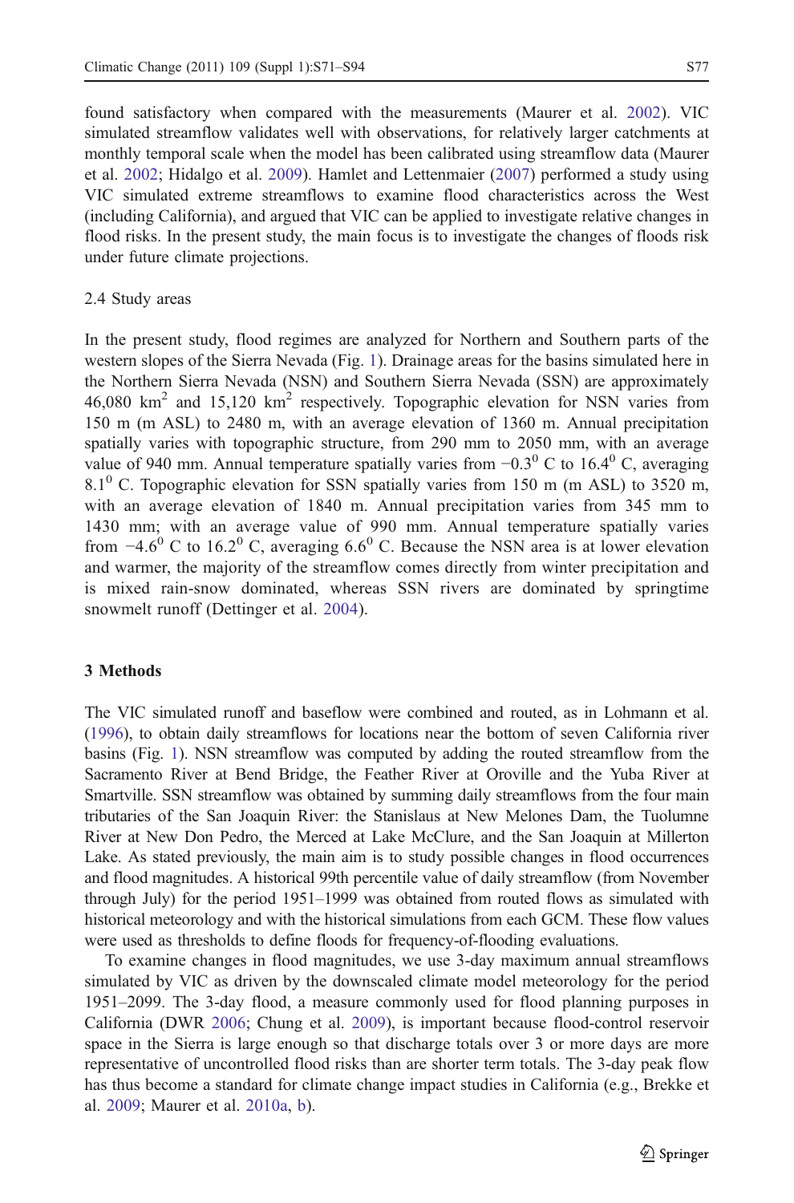found satisfactory when compared with the measurements (Maurer et al. 2002). VIC simulated streamflow validates well with observations, for relatively larger catchments at monthly temporal scale when the model has been calibrated using streamflow data (Maurer et al. 2002; Hidalgo et al. 2009). Hamlet and Lettenmaier (2007) performed a study using VIC simulated extreme streamflows to examine flood characteristics across the West (including California), and argued that VIC can be applied to investigate relative changes in flood risks. In the present study, the main focus is to investigate the changes of floods risk under future climate projections.

### 2.4 Study areas

In the present study, flood regimes are analyzed for Northern and Southern parts of the western slopes of the Sierra Nevada (Fig. 1). Drainage areas for the basins simulated here in the Northern Sierra Nevada (NSN) and Southern Sierra Nevada (SSN) are approximately 46,080 km$^2$ and 15,120 km$^2$ respectively. Topographic elevation for NSN varies from 150 m (m ASL) to 2480 m, with an average elevation of 1360 m. Annual precipitation spatially varies with topographic structure, from 290 mm to 2050 mm, with an average value of 940 mm. Annual temperature spatially varies from $-0.3^0$ C to $16.4^0$ C, averaging $8.1^0$ C. Topographic elevation for SSN spatially varies from 150 m (m ASL) to 3520 m, with an average elevation of 1840 m. Annual precipitation varies from 345 mm to 1430 mm; with an average value of 990 mm. Annual temperature spatially varies from $-4.6^0$ C to $16.2^0$ C, averaging $6.6^0$ C. Because the NSN area is at lower elevation and warmer, the majority of the streamflow comes directly from winter precipitation and is mixed rain-snow dominated, whereas SSN rivers are dominated by springtime snowmelt runoff (Dettinger et al. 2004).

## 3 Methods

The VIC simulated runoff and baseflow were combined and routed, as in Lohmann et al. (1996), to obtain daily streamflows for locations near the bottom of seven California river basins (Fig. 1). NSN streamflow was computed by adding the routed streamflow from the Sacramento River at Bend Bridge, the Feather River at Oroville and the Yuba River at Smartville. SSN streamflow was obtained by summing daily streamflows from the four main tributaries of the San Joaquin River: the Stanislaus at New Melones Dam, the Tuolumne River at New Don Pedro, the Merced at Lake McClure, and the San Joaquin at Millerton Lake. As stated previously, the main aim is to study possible changes in flood occurrences and flood magnitudes. A historical 99th percentile value of daily streamflow (from November through July) for the period 1951–1999 was obtained from routed flows as simulated with historical meteorology and with the historical simulations from each GCM. These flow values were used as thresholds to define floods for frequency-of-flooding evaluations.

To examine changes in flood magnitudes, we use 3-day maximum annual streamflows simulated by VIC as driven by the downscaled climate model meteorology for the period 1951–2099. The 3-day flood, a measure commonly used for flood planning purposes in California (DWR 2006; Chung et al. 2009), is important because flood-control reservoir space in the Sierra is large enough so that discharge totals over 3 or more days are more representative of uncontrolled flood risks than are shorter term totals. The 3-day peak flow has thus become a standard for climate change impact studies in California (e.g., Brekke et al. 2009; Maurer et al. 2010a, b).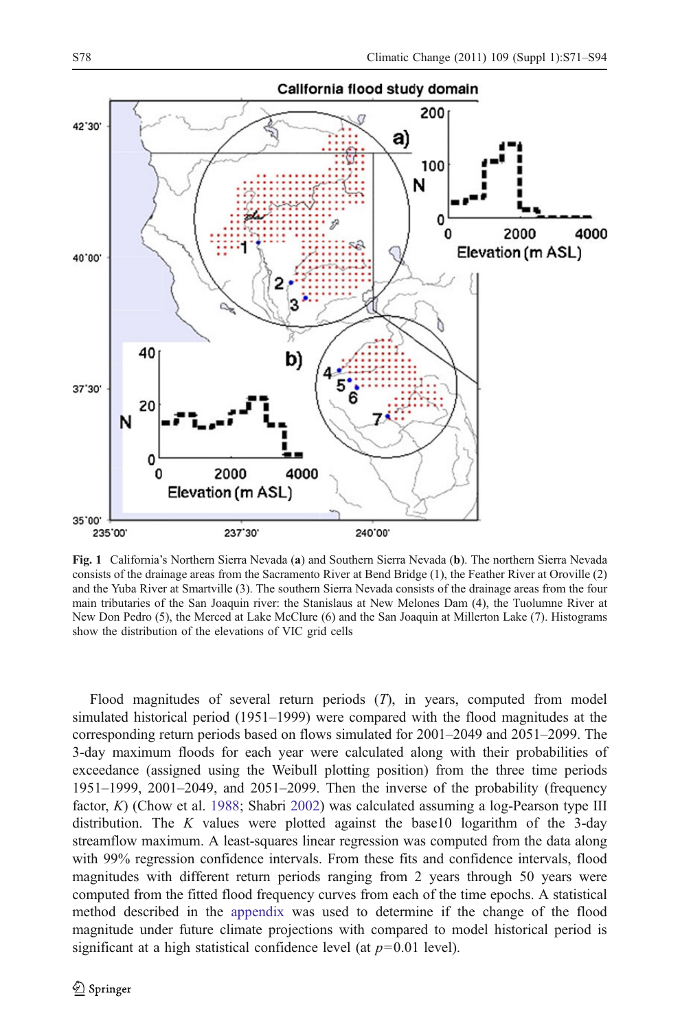Fig. 1 California's Northern Sierra Nevada (**a**) and Southern Sierra Nevada (**b**). The northern Sierra Nevada consists of the drainage areas from the Sacramento River at Bend Bridge (1), the Feather River at Oroville (2) and the Yuba River at Smartville (3). The southern Sierra Nevada consists of the drainage areas from the four main tributaries of the San Joaquin river: the Stanislaus at New Melones Dam (4), the Tuolumne River at New Don Pedro (5), the Merced at Lake McClure (6) and the San Joaquin at Millerton Lake (7). Histograms show the distribution of the elevations of VIC grid cells

Flood magnitudes of several return periods (*T*), in years, computed from model simulated historical period (1951–1999) were compared with the flood magnitudes at the corresponding return periods based on flows simulated for 2001–2049 and 2051–2099. The 3-day maximum floods for each year were calculated along with their probabilities of exceedance (assigned using the Weibull plotting position) from the three time periods 1951–1999, 2001–2049, and 2051–2099. Then the inverse of the probability (frequency factor, *K*) (Chow et al. 1988; Shabri 2002) was calculated assuming a log-Pearson type III distribution. The *K* values were plotted against the base10 logarithm of the 3-day streamflow maximum. A least-squares linear regression was computed from the data along with 99% regression confidence intervals. From these fits and confidence intervals, flood magnitudes with different return periods ranging from 2 years through 50 years were computed from the fitted flood frequency curves from each of the time epochs. A statistical method described in the appendix was used to determine if the change of the flood magnitude under future climate projections with compared to model historical period is significant at a high statistical confidence level (at $p=0.01$ level).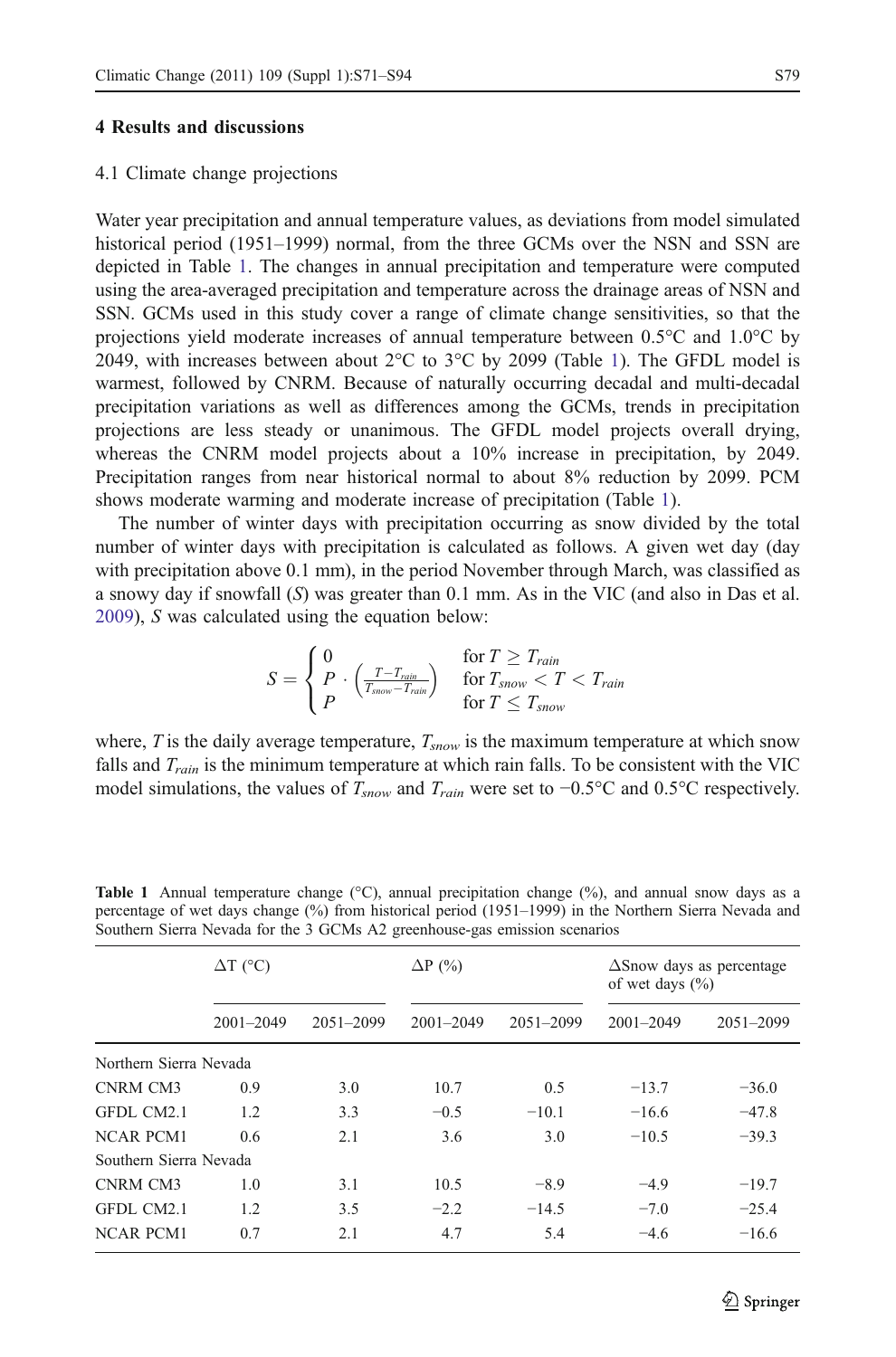## 4 Results and discussions

### 4.1 Climate change projections

Water year precipitation and annual temperature values, as deviations from model simulated historical period (1951–1999) normal, from the three GCMs over the NSN and SSN are depicted in Table 1. The changes in annual precipitation and temperature were computed using the area-averaged precipitation and temperature across the drainage areas of NSN and SSN. GCMs used in this study cover a range of climate change sensitivities, so that the projections yield moderate increases of annual temperature between 0.5°C and 1.0°C by 2049, with increases between about 2°C to 3°C by 2099 (Table 1). The GFDL model is warmest, followed by CNRM. Because of naturally occurring decadal and multi-decadal precipitation variations as well as differences among the GCMs, trends in precipitation projections are less steady or unanimous. The GFDL model projects overall drying, whereas the CNRM model projects about a 10% increase in precipitation, by 2049. Precipitation ranges from near historical normal to about 8% reduction by 2099. PCM shows moderate warming and moderate increase of precipitation (Table 1).

The number of winter days with precipitation occurring as snow divided by the total number of winter days with precipitation is calculated as follows. A given wet day (day with precipitation above 0.1 mm), in the period November through March, was classified as a snowy day if snowfall ($S$) was greater than 0.1 mm. As in the VIC (and also in Das et al. 2009), $S$ was calculated using the equation below:

$$S = \begin{cases} 0 & \text{for } T \geq T_{rain} \\ P \cdot \left( \frac{T - T_{rain}}{T_{snow} - T_{rain}} \right) & \text{for } T_{snow} < T < T_{rain} \\ P & \text{for } T \leq T_{snow} \end{cases}$$

where, $T$ is the daily average temperature, $T_{snow}$ is the maximum temperature at which snow falls and $T_{rain}$ is the minimum temperature at which rain falls. To be consistent with the VIC model simulations, the values of $T_{snow}$ and $T_{rain}$ were set to −0.5°C and 0.5°C respectively.

**Table 1** Annual temperature change (°C), annual precipitation change (%), and annual snow days as a percentage of wet days change (%) from historical period (1951–1999) in the Northern Sierra Nevada and Southern Sierra Nevada for the 3 GCMs A2 greenhouse-gas emission scenarios

| | ΔT (°C) | | ΔP (%) | | ΔSnow days as percentage of wet days (%) | |
|---|---|---|---|---|---|---|
| | 2001–2049 | 2051–2099 | 2001–2049 | 2051–2099 | 2001–2049 | 2051–2099 |
| Northern Sierra Nevada | | | | | | |
| CNRM CM3 | 0.9 | 3.0 | 10.7 | 0.5 | −13.7 | −36.0 |
| GFDL CM2.1 | 1.2 | 3.3 | −0.5 | −10.1 | −16.6 | −47.8 |
| NCAR PCM1 | 0.6 | 2.1 | 3.6 | 3.0 | −10.5 | −39.3 |
| Southern Sierra Nevada | | | | | | |
| CNRM CM3 | 1.0 | 3.1 | 10.5 | −8.9 | −4.9 | −19.7 |
| GFDL CM2.1 | 1.2 | 3.5 | −2.2 | −14.5 | −7.0 | −25.4 |
| NCAR PCM1 | 0.7 | 2.1 | 4.7 | 5.4 | −4.6 | −16.6 |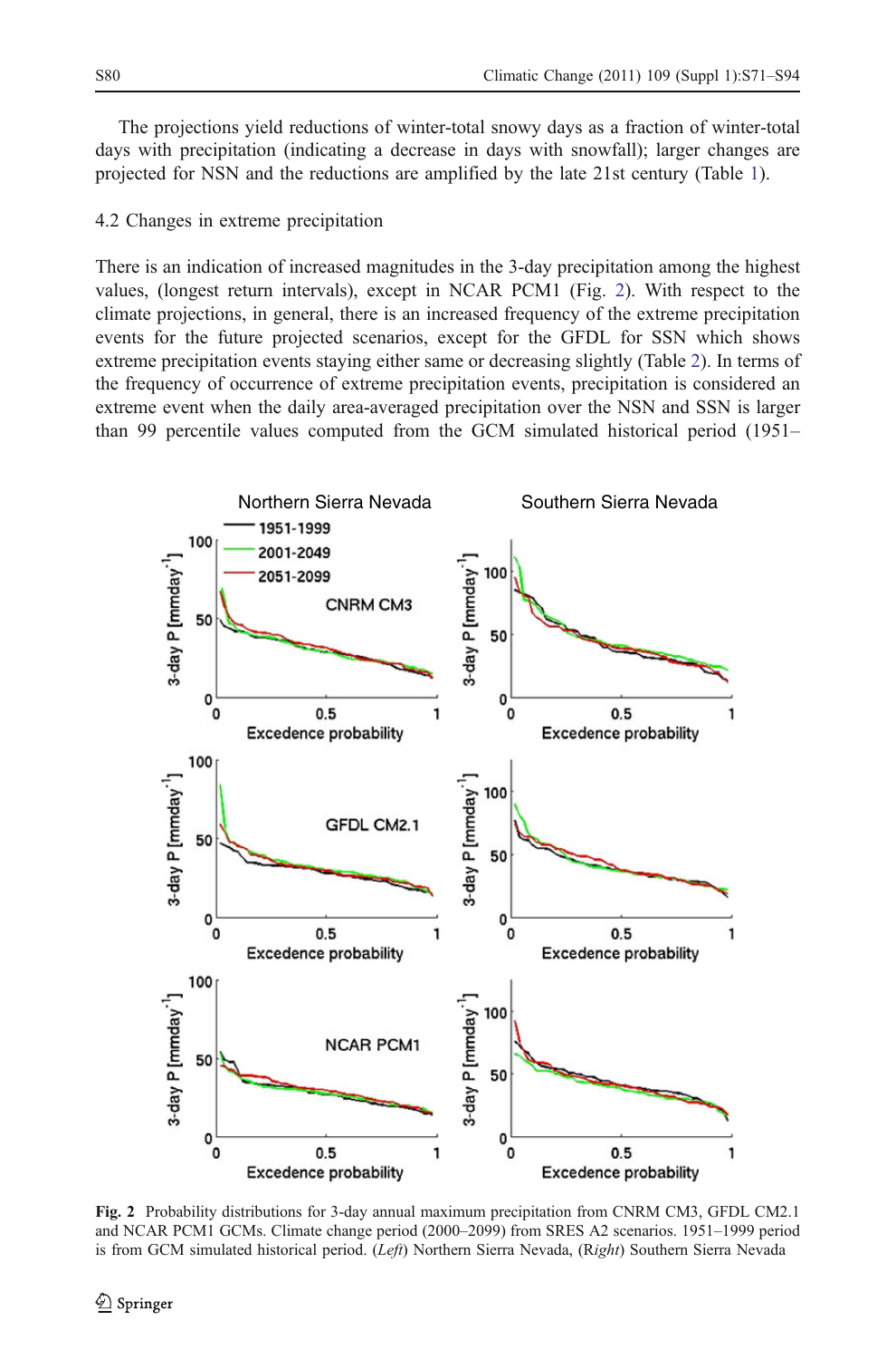The projections yield reductions of winter-total snowy days as a fraction of winter-total days with precipitation (indicating a decrease in days with snowfall); larger changes are projected for NSN and the reductions are amplified by the late 21st century (Table 1).

### 4.2 Changes in extreme precipitation

There is an indication of increased magnitudes in the 3-day precipitation among the highest values, (longest return intervals), except in NCAR PCM1 (Fig. 2). With respect to the climate projections, in general, there is an increased frequency of the extreme precipitation events for the future projected scenarios, except for the GFDL for SSN which shows extreme precipitation events staying either same or decreasing slightly (Table 2). In terms of the frequency of occurrence of extreme precipitation events, precipitation is considered an extreme event when the daily area-averaged precipitation over the NSN and SSN is larger than 99 percentile values computed from the GCM simulated historical period (1951–

**Fig. 2** Probability distributions for 3-day annual maximum precipitation from CNRM CM3, GFDL CM2.1 and NCAR PCM1 GCMs. Climate change period (2000–2099) from SRES A2 scenarios. 1951–1999 period is from GCM simulated historical period. (*Left*) Northern Sierra Nevada, (R*ight*) Southern Sierra Nevada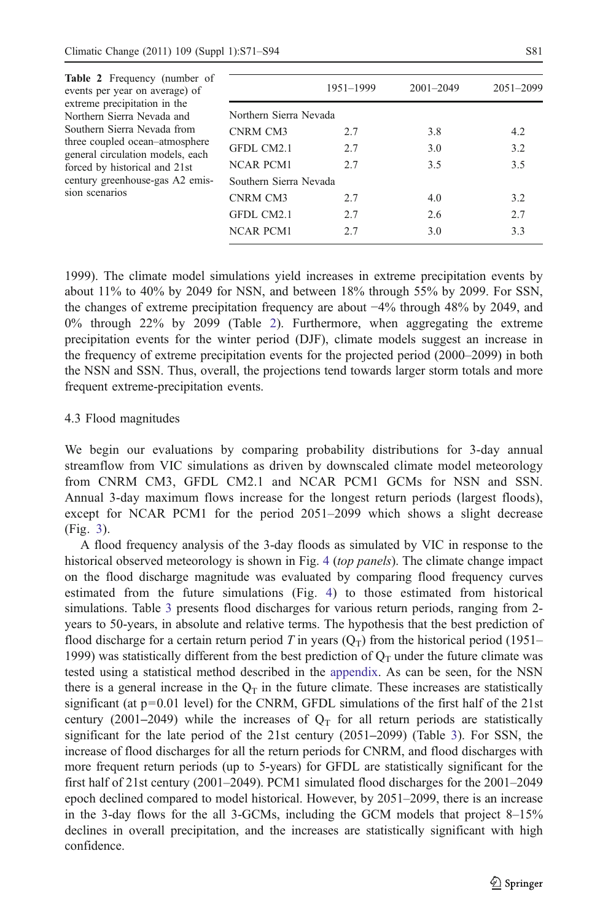**Table 2** Frequency (number of events per year on average) of extreme precipitation in the Northern Sierra Nevada and Southern Sierra Nevada from three coupled ocean–atmosphere general circulation models, each forced by historical and 21st century greenhouse-gas A2 emission scenarios

| | 1951–1999 | 2001–2049 | 2051–2099 |
|---|---|---|---|
| Northern Sierra Nevada | | | |
| CNRM CM3 | 2.7 | 3.8 | 4.2 |
| GFDL CM2.1 | 2.7 | 3.0 | 3.2 |
| NCAR PCM1 | 2.7 | 3.5 | 3.5 |
| Southern Sierra Nevada | | | |
| CNRM CM3 | 2.7 | 4.0 | 3.2 |
| GFDL CM2.1 | 2.7 | 2.6 | 2.7 |
| NCAR PCM1 | 2.7 | 3.0 | 3.3 |

1999). The climate model simulations yield increases in extreme precipitation events by about 11% to 40% by 2049 for NSN, and between 18% through 55% by 2099. For SSN, the changes of extreme precipitation frequency are about −4% through 48% by 2049, and 0% through 22% by 2099 (Table 2). Furthermore, when aggregating the extreme precipitation events for the winter period (DJF), climate models suggest an increase in the frequency of extreme precipitation events for the projected period (2000–2099) in both the NSN and SSN. Thus, overall, the projections tend towards larger storm totals and more frequent extreme-precipitation events.

### 4.3 Flood magnitudes

We begin our evaluations by comparing probability distributions for 3-day annual streamflow from VIC simulations as driven by downscaled climate model meteorology from CNRM CM3, GFDL CM2.1 and NCAR PCM1 GCMs for NSN and SSN. Annual 3-day maximum flows increase for the longest return periods (largest floods), except for NCAR PCM1 for the period 2051–2099 which shows a slight decrease (Fig. 3).

A flood frequency analysis of the 3-day floods as simulated by VIC in response to the historical observed meteorology is shown in Fig. 4 (*top panels*). The climate change impact on the flood discharge magnitude was evaluated by comparing flood frequency curves estimated from the future simulations (Fig. 4) to those estimated from historical simulations. Table 3 presents flood discharges for various return periods, ranging from 2-years to 50-years, in absolute and relative terms. The hypothesis that the best prediction of flood discharge for a certain return period $T$ in years ($Q_T$) from the historical period (1951–1999) was statistically different from the best prediction of $Q_T$ under the future climate was tested using a statistical method described in the appendix. As can be seen, for the NSN there is a general increase in the $Q_T$ in the future climate. These increases are statistically significant (at $p=0.01$ level) for the CNRM, GFDL simulations of the first half of the 21st century (2001–2049) while the increases of $Q_T$ for all return periods are statistically significant for the late period of the 21st century (2051–2099) (Table 3). For SSN, the increase of flood discharges for all the return periods for CNRM, and flood discharges with more frequent return periods (up to 5-years) for GFDL are statistically significant for the first half of 21st century (2001–2049). PCM1 simulated flood discharges for the 2001–2049 epoch declined compared to model historical. However, by 2051–2099, there is an increase in the 3-day flows for the all 3-GCMs, including the GCM models that project 8–15% declines in overall precipitation, and the increases are statistically significant with high confidence.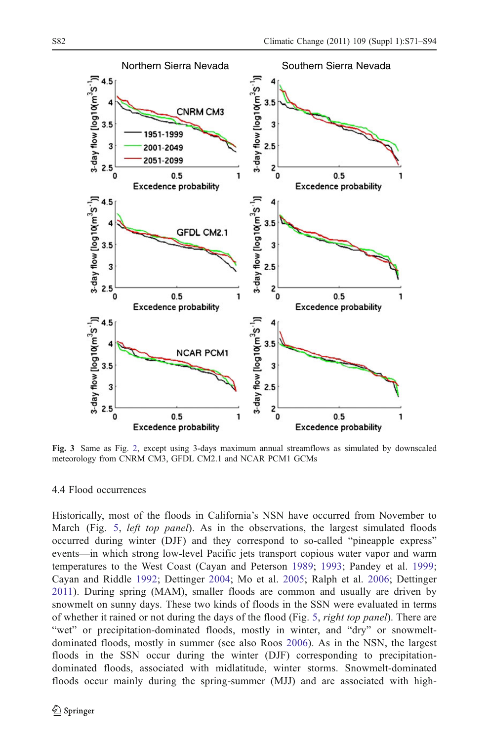**Fig. 3** Same as Fig. 2, except using 3-days maximum annual streamflows as simulated by downscaled meteorology from CNRM CM3, GFDL CM2.1 and NCAR PCM1 GCMs

### 4.4 Flood occurrences

Historically, most of the floods in California's NSN have occurred from November to March (Fig. 5, *left top panel*). As in the observations, the largest simulated floods occurred during winter (DJF) and they correspond to so-called "pineapple express" events—in which strong low-level Pacific jets transport copious water vapor and warm temperatures to the West Coast (Cayan and Peterson 1989; 1993; Pandey et al. 1999; Cayan and Riddle 1992; Dettinger 2004; Mo et al. 2005; Ralph et al. 2006; Dettinger 2011). During spring (MAM), smaller floods are common and usually are driven by snowmelt on sunny days. These two kinds of floods in the SSN were evaluated in terms of whether it rained or not during the days of the flood (Fig. 5, *right top panel*). There are "wet" or precipitation-dominated floods, mostly in winter, and "dry" or snowmelt-dominated floods, mostly in summer (see also Roos 2006). As in the NSN, the largest floods in the SSN occur during the winter (DJF) corresponding to precipitation-dominated floods, associated with midlatitude, winter storms. Snowmelt-dominated floods occur mainly during the spring-summer (MJJ) and are associated with high-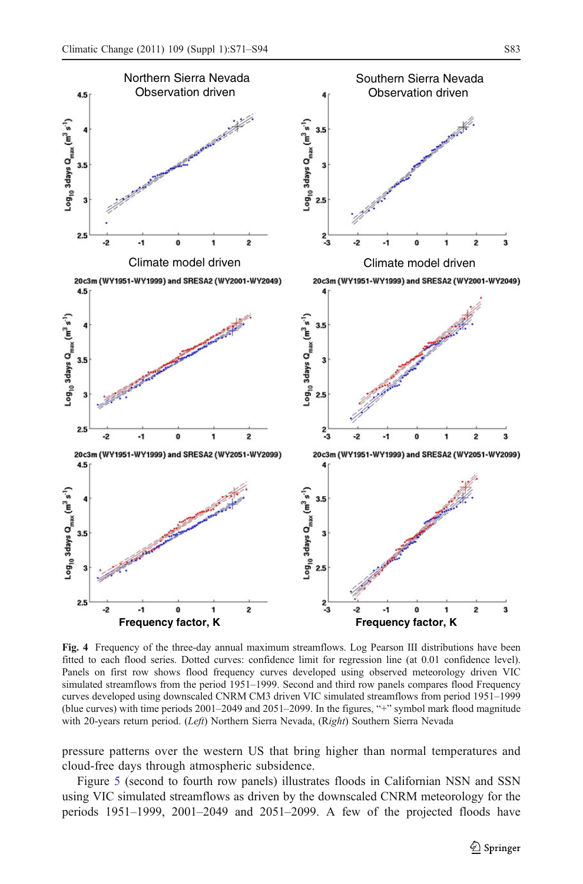**Fig. 4** Frequency of the three-day annual maximum streamflows. Log Pearson III distributions have been fitted to each flood series. Dotted curves: confidence limit for regression line (at 0.01 confidence level). Panels on first row shows flood frequency curves developed using observed meteorology driven VIC simulated streamflows from the period 1951–1999. Second and third row panels compares flood Frequency curves developed using downscaled CNRM CM3 driven VIC simulated streamflows from period 1951–1999 (blue curves) with time periods 2001–2049 and 2051–2099. In the figures, "+" symbol mark flood magnitude with 20-years return period. (*Left*) Northern Sierra Nevada, (R*ight*) Southern Sierra Nevada

pressure patterns over the western US that bring higher than normal temperatures and cloud-free days through atmospheric subsidence.

Figure 5 (second to fourth row panels) illustrates floods in Californian NSN and SSN using VIC simulated streamflows as driven by the downscaled CNRM meteorology for the periods 1951–1999, 2001–2049 and 2051–2099. A few of the projected floods have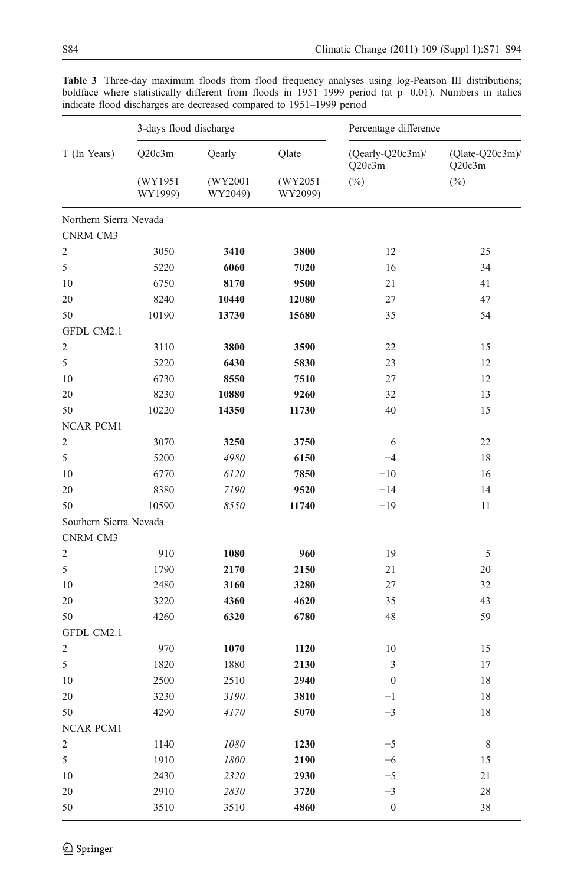**Table 3** Three-day maximum floods from flood frequency analyses using log-Pearson III distributions; boldface where statistically different from floods in 1951–1999 period (at p=0.01). Numbers in italics indicate flood discharges are decreased compared to 1951–1999 period

| T (In Years) | 3-days flood discharge | | | Percentage difference | |
|---|---|---|---|---|---|
| | Q20c3m | Qearly | Qlate | (Qearly-Q20c3m)/ Q20c3m | (Qlate-Q20c3m)/ Q20c3m |
| | (WY1951– WY1999) | (WY2001– WY2049) | (WY2051– WY2099) | (%) | (%) |
| Northern Sierra Nevada | | | | | |
| CNRM CM3 | | | | | |
| 2 | 3050 | **3410** | **3800** | 12 | 25 |
| 5 | 5220 | **6060** | **7020** | 16 | 34 |
| 10 | 6750 | **8170** | **9500** | 21 | 41 |
| 20 | 8240 | **10440** | **12080** | 27 | 47 |
| 50 | 10190 | **13730** | **15680** | 35 | 54 |
| GFDL CM2.1 | | | | | |
| 2 | 3110 | **3800** | **3590** | 22 | 15 |
| 5 | 5220 | **6430** | **5830** | 23 | 12 |
| 10 | 6730 | **8550** | **7510** | 27 | 12 |
| 20 | 8230 | **10880** | **9260** | 32 | 13 |
| 50 | 10220 | **14350** | **11730** | 40 | 15 |
| NCAR PCM1 | | | | | |
| 2 | 3070 | **3250** | **3750** | 6 | 22 |
| 5 | 5200 | *4980* | **6150** | −4 | 18 |
| 10 | 6770 | *6120* | **7850** | −10 | 16 |
| 20 | 8380 | *7190* | **9520** | −14 | 14 |
| 50 | 10590 | *8550* | **11740** | −19 | 11 |
| Southern Sierra Nevada | | | | | |
| CNRM CM3 | | | | | |
| 2 | 910 | **1080** | **960** | 19 | 5 |
| 5 | 1790 | **2170** | **2150** | 21 | 20 |
| 10 | 2480 | **3160** | **3280** | 27 | 32 |
| 20 | 3220 | **4360** | **4620** | 35 | 43 |
| 50 | 4260 | **6320** | **6780** | 48 | 59 |
| GFDL CM2.1 | | | | | |
| 2 | 970 | **1070** | **1120** | 10 | 15 |
| 5 | 1820 | 1880 | **2130** | 3 | 17 |
| 10 | 2500 | 2510 | **2940** | 0 | 18 |
| 20 | 3230 | *3190* | **3810** | −1 | 18 |
| 50 | 4290 | *4170* | **5070** | −3 | 18 |
| NCAR PCM1 | | | | | |
| 2 | 1140 | *1080* | **1230** | −5 | 8 |
| 5 | 1910 | *1800* | **2190** | −6 | 15 |
| 10 | 2430 | *2320* | **2930** | −5 | 21 |
| 20 | 2910 | *2830* | **3720** | −3 | 28 |
| 50 | 3510 | 3510 | **4860** | 0 | 38 |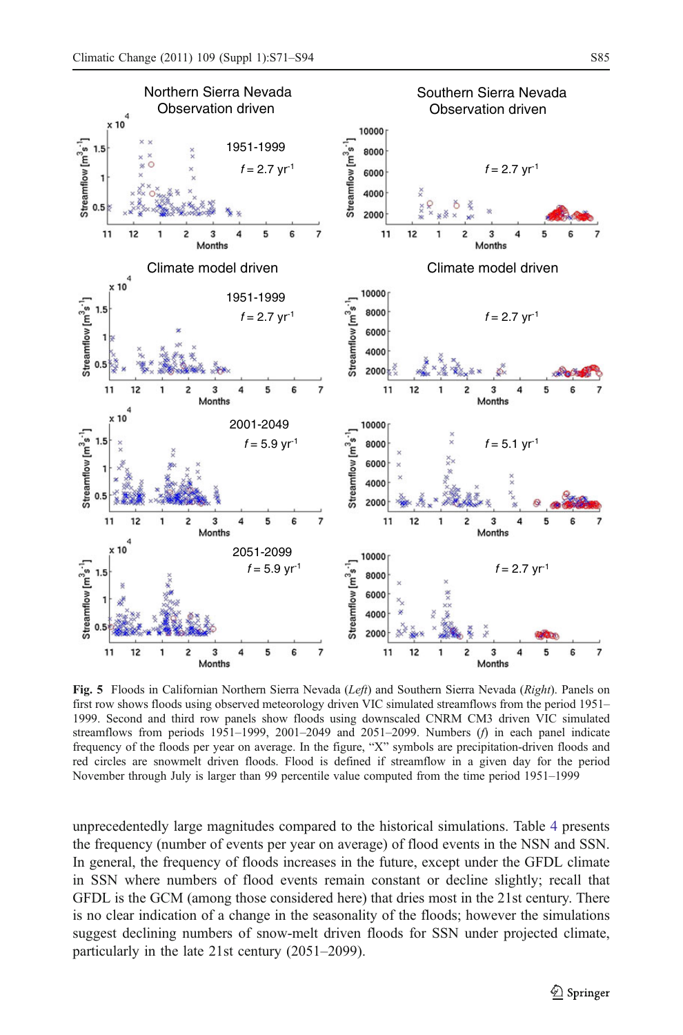**Fig. 5** Floods in Californian Northern Sierra Nevada (*Left*) and Southern Sierra Nevada (*Right*). Panels on first row shows floods using observed meteorology driven VIC simulated streamflows from the period 1951–1999. Second and third row panels show floods using downscaled CNRM CM3 driven VIC simulated streamflows from periods 1951–1999, 2001–2049 and 2051–2099. Numbers ($f$) in each panel indicate frequency of the floods per year on average. In the figure, "X" symbols are precipitation-driven floods and red circles are snowmelt driven floods. Flood is defined if streamflow in a given day for the period November through July is larger than 99 percentile value computed from the time period 1951–1999

unprecedentedly large magnitudes compared to the historical simulations. Table 4 presents the frequency (number of events per year on average) of flood events in the NSN and SSN. In general, the frequency of floods increases in the future, except under the GFDL climate in SSN where numbers of flood events remain constant or decline slightly; recall that GFDL is the GCM (among those considered here) that dries most in the 21st century. There is no clear indication of a change in the seasonality of the floods; however the simulations suggest declining numbers of snow-melt driven floods for SSN under projected climate, particularly in the late 21st century (2051–2099).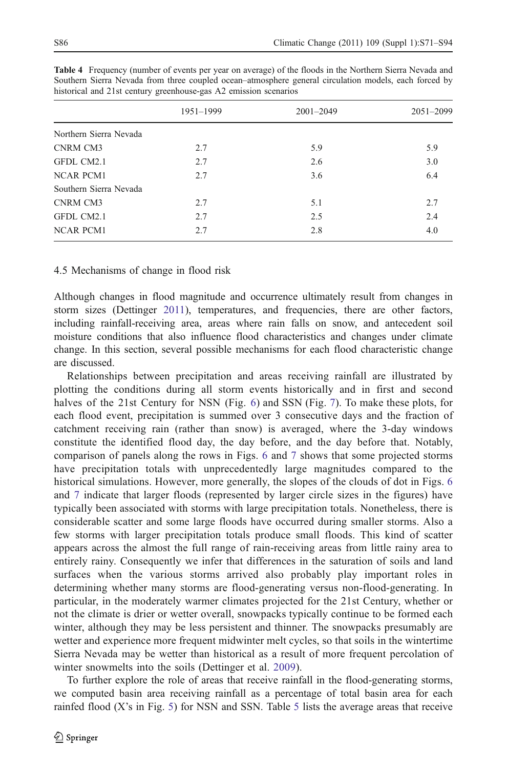**Table 4** Frequency (number of events per year on average) of the floods in the Northern Sierra Nevada and Southern Sierra Nevada from three coupled ocean–atmosphere general circulation models, each forced by historical and 21st century greenhouse-gas A2 emission scenarios

| | 1951–1999 | 2001–2049 | 2051–2099 |
|---|---|---|---|
| Northern Sierra Nevada | | | |
| CNRM CM3 | 2.7 | 5.9 | 5.9 |
| GFDL CM2.1 | 2.7 | 2.6 | 3.0 |
| NCAR PCM1 | 2.7 | 3.6 | 6.4 |
| Southern Sierra Nevada | | | |
| CNRM CM3 | 2.7 | 5.1 | 2.7 |
| GFDL CM2.1 | 2.7 | 2.5 | 2.4 |
| NCAR PCM1 | 2.7 | 2.8 | 4.0 |

### 4.5 Mechanisms of change in flood risk

Although changes in flood magnitude and occurrence ultimately result from changes in storm sizes (Dettinger 2011), temperatures, and frequencies, there are other factors, including rainfall-receiving area, areas where rain falls on snow, and antecedent soil moisture conditions that also influence flood characteristics and changes under climate change. In this section, several possible mechanisms for each flood characteristic change are discussed.

Relationships between precipitation and areas receiving rainfall are illustrated by plotting the conditions during all storm events historically and in first and second halves of the 21st Century for NSN (Fig. 6) and SSN (Fig. 7). To make these plots, for each flood event, precipitation is summed over 3 consecutive days and the fraction of catchment receiving rain (rather than snow) is averaged, where the 3-day windows constitute the identified flood day, the day before, and the day before that. Notably, comparison of panels along the rows in Figs. 6 and 7 shows that some projected storms have precipitation totals with unprecedentedly large magnitudes compared to the historical simulations. However, more generally, the slopes of the clouds of dot in Figs. 6 and 7 indicate that larger floods (represented by larger circle sizes in the figures) have typically been associated with storms with large precipitation totals. Nonetheless, there is considerable scatter and some large floods have occurred during smaller storms. Also a few storms with larger precipitation totals produce small floods. This kind of scatter appears across the almost the full range of rain-receiving areas from little rainy area to entirely rainy. Consequently we infer that differences in the saturation of soils and land surfaces when the various storms arrived also probably play important roles in determining whether many storms are flood-generating versus non-flood-generating. In particular, in the moderately warmer climates projected for the 21st Century, whether or not the climate is drier or wetter overall, snowpacks typically continue to be formed each winter, although they may be less persistent and thinner. The snowpacks presumably are wetter and experience more frequent midwinter melt cycles, so that soils in the wintertime Sierra Nevada may be wetter than historical as a result of more frequent percolation of winter snowmelts into the soils (Dettinger et al. 2009).

To further explore the role of areas that receive rainfall in the flood-generating storms, we computed basin area receiving rainfall as a percentage of total basin area for each rainfed flood (X's in Fig. 5) for NSN and SSN. Table 5 lists the average areas that receive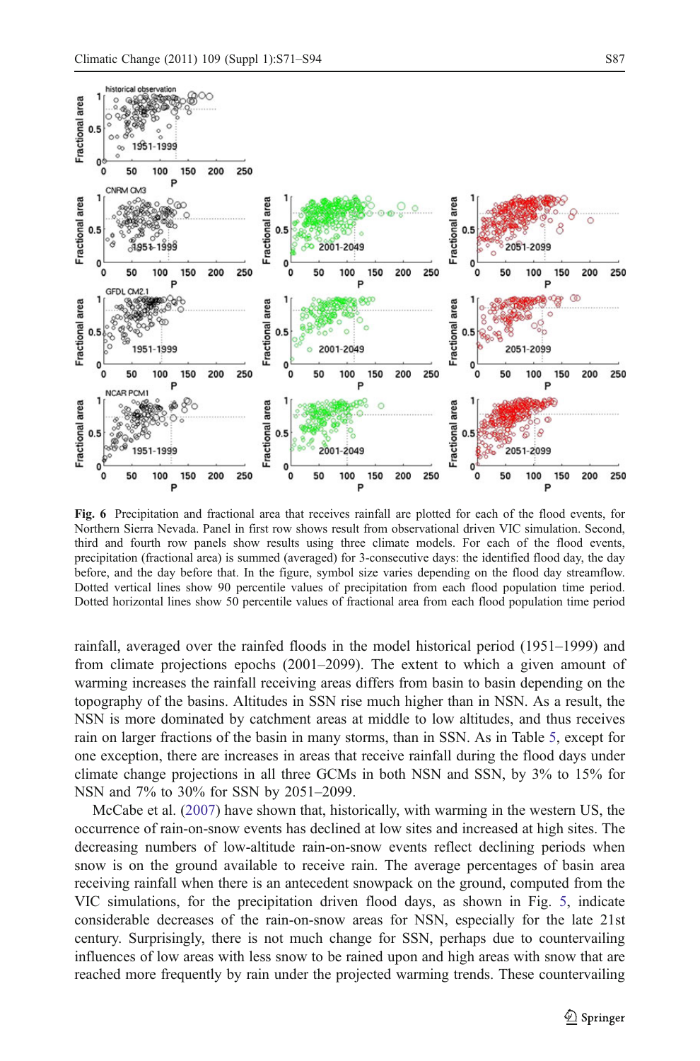**Fig. 6** Precipitation and fractional area that receives rainfall are plotted for each of the flood events, for Northern Sierra Nevada. Panel in first row shows result from observational driven VIC simulation. Second, third and fourth row panels show results using three climate models. For each of the flood events, precipitation (fractional area) is summed (averaged) for 3-consecutive days: the identified flood day, the day before, and the day before that. In the figure, symbol size varies depending on the flood day streamflow. Dotted vertical lines show 90 percentile values of precipitation from each flood population time period. Dotted horizontal lines show 50 percentile values of fractional area from each flood population time period

rainfall, averaged over the rainfed floods in the model historical period (1951–1999) and from climate projections epochs (2001–2099). The extent to which a given amount of warming increases the rainfall receiving areas differs from basin to basin depending on the topography of the basins. Altitudes in SSN rise much higher than in NSN. As a result, the NSN is more dominated by catchment areas at middle to low altitudes, and thus receives rain on larger fractions of the basin in many storms, than in SSN. As in Table 5, except for one exception, there are increases in areas that receive rainfall during the flood days under climate change projections in all three GCMs in both NSN and SSN, by 3% to 15% for NSN and 7% to 30% for SSN by 2051–2099.

McCabe et al. (2007) have shown that, historically, with warming in the western US, the occurrence of rain-on-snow events has declined at low sites and increased at high sites. The decreasing numbers of low-altitude rain-on-snow events reflect declining periods when snow is on the ground available to receive rain. The average percentages of basin area receiving rainfall when there is an antecedent snowpack on the ground, computed from the VIC simulations, for the precipitation driven flood days, as shown in Fig. 5, indicate considerable decreases of the rain-on-snow areas for NSN, especially for the late 21st century. Surprisingly, there is not much change for SSN, perhaps due to countervailing influences of low areas with less snow to be rained upon and high areas with snow that are reached more frequently by rain under the projected warming trends. These countervailing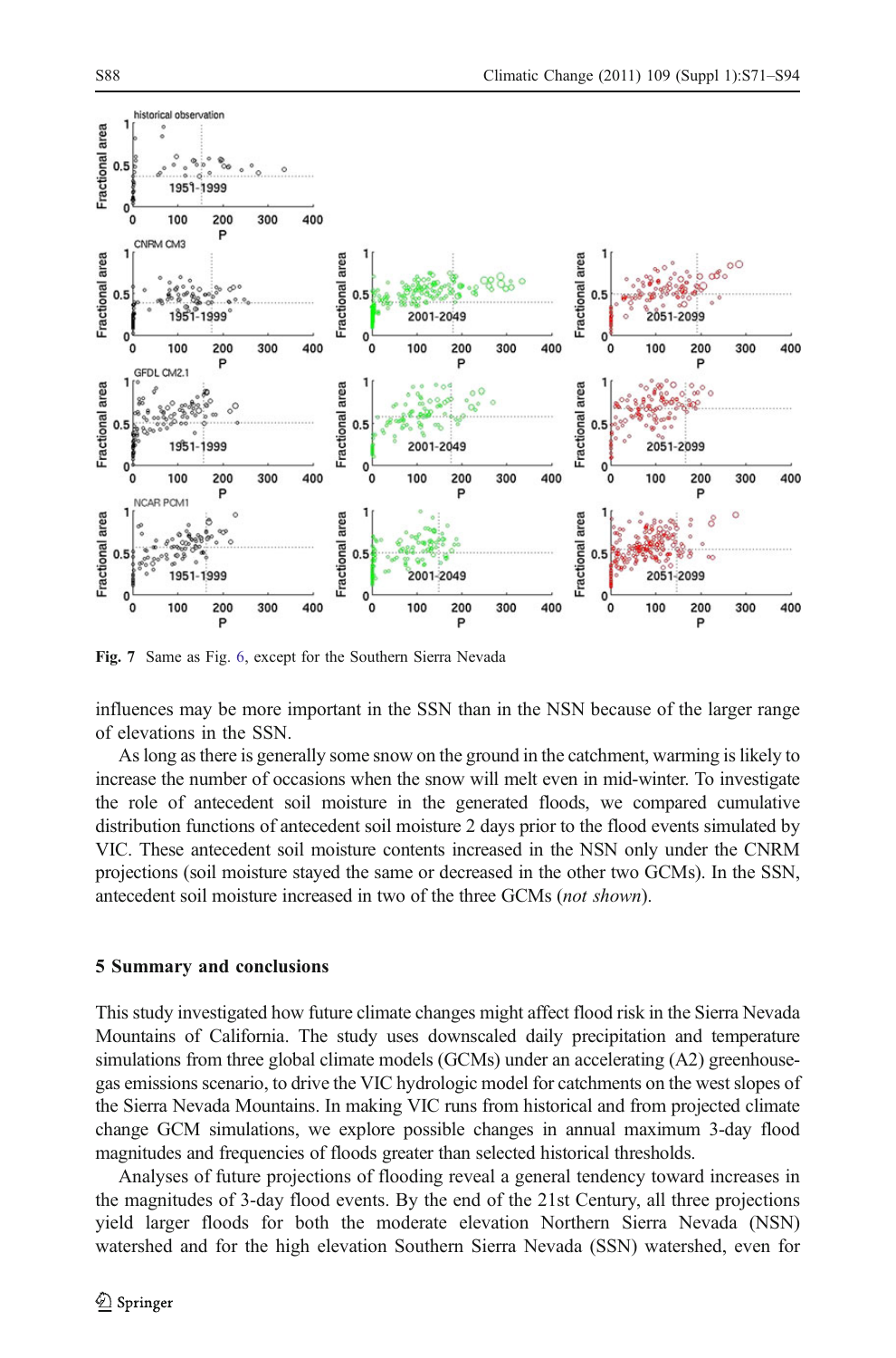Fig. 7 Same as Fig. 6, except for the Southern Sierra Nevada

influences may be more important in the SSN than in the NSN because of the larger range of elevations in the SSN.

As long as there is generally some snow on the ground in the catchment, warming is likely to increase the number of occasions when the snow will melt even in mid-winter. To investigate the role of antecedent soil moisture in the generated floods, we compared cumulative distribution functions of antecedent soil moisture 2 days prior to the flood events simulated by VIC. These antecedent soil moisture contents increased in the NSN only under the CNRM projections (soil moisture stayed the same or decreased in the other two GCMs). In the SSN, antecedent soil moisture increased in two of the three GCMs (*not shown*).

## 5 Summary and conclusions

This study investigated how future climate changes might affect flood risk in the Sierra Nevada Mountains of California. The study uses downscaled daily precipitation and temperature simulations from three global climate models (GCMs) under an accelerating (A2) greenhouse-gas emissions scenario, to drive the VIC hydrologic model for catchments on the west slopes of the Sierra Nevada Mountains. In making VIC runs from historical and from projected climate change GCM simulations, we explore possible changes in annual maximum 3-day flood magnitudes and frequencies of floods greater than selected historical thresholds.

Analyses of future projections of flooding reveal a general tendency toward increases in the magnitudes of 3-day flood events. By the end of the 21st Century, all three projections yield larger floods for both the moderate elevation Northern Sierra Nevada (NSN) watershed and for the high elevation Southern Sierra Nevada (SSN) watershed, even for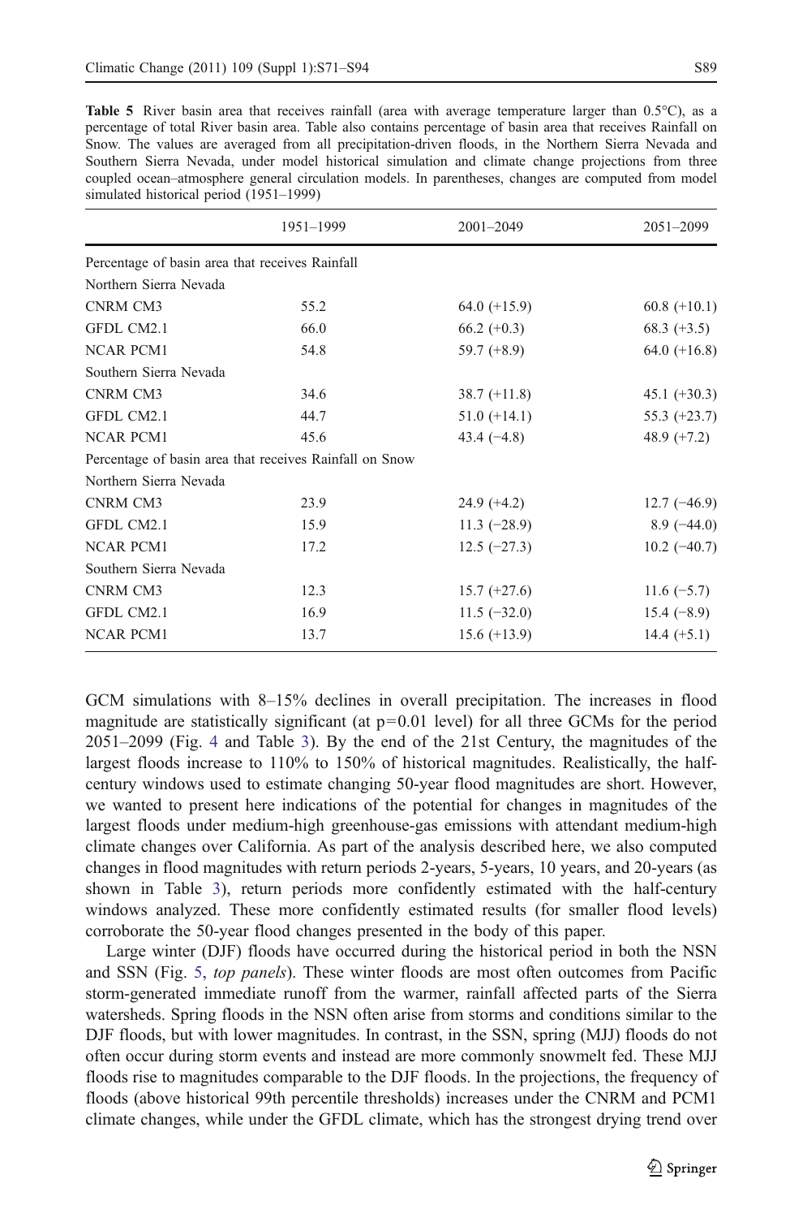**Table 5** River basin area that receives rainfall (area with average temperature larger than 0.5°C), as a percentage of total River basin area. Table also contains percentage of basin area that receives Rainfall on Snow. The values are averaged from all precipitation-driven floods, in the Northern Sierra Nevada and Southern Sierra Nevada, under model historical simulation and climate change projections from three coupled ocean–atmosphere general circulation models. In parentheses, changes are computed from model simulated historical period (1951–1999)

| | 1951–1999 | 2001–2049 | 2051–2099 |
|---|---|---|---|
| Percentage of basin area that receives Rainfall | | | |
| Northern Sierra Nevada | | | |
| CNRM CM3 | 55.2 | 64.0 (+15.9) | 60.8 (+10.1) |
| GFDL CM2.1 | 66.0 | 66.2 (+0.3) | 68.3 (+3.5) |
| NCAR PCM1 | 54.8 | 59.7 (+8.9) | 64.0 (+16.8) |
| Southern Sierra Nevada | | | |
| CNRM CM3 | 34.6 | 38.7 (+11.8) | 45.1 (+30.3) |
| GFDL CM2.1 | 44.7 | 51.0 (+14.1) | 55.3 (+23.7) |
| NCAR PCM1 | 45.6 | 43.4 (−4.8) | 48.9 (+7.2) |
| Percentage of basin area that receives Rainfall on Snow | | | |
| Northern Sierra Nevada | | | |
| CNRM CM3 | 23.9 | 24.9 (+4.2) | 12.7 (−46.9) |
| GFDL CM2.1 | 15.9 | 11.3 (−28.9) | 8.9 (−44.0) |
| NCAR PCM1 | 17.2 | 12.5 (−27.3) | 10.2 (−40.7) |
| Southern Sierra Nevada | | | |
| CNRM CM3 | 12.3 | 15.7 (+27.6) | 11.6 (−5.7) |
| GFDL CM2.1 | 16.9 | 11.5 (−32.0) | 15.4 (−8.9) |
| NCAR PCM1 | 13.7 | 15.6 (+13.9) | 14.4 (+5.1) |

GCM simulations with 8–15% declines in overall precipitation. The increases in flood magnitude are statistically significant (at $p=0.01$ level) for all three GCMs for the period 2051–2099 (Fig. 4 and Table 3). By the end of the 21st Century, the magnitudes of the largest floods increase to 110% to 150% of historical magnitudes. Realistically, the half-century windows used to estimate changing 50-year flood magnitudes are short. However, we wanted to present here indications of the potential for changes in magnitudes of the largest floods under medium-high greenhouse-gas emissions with attendant medium-high climate changes over California. As part of the analysis described here, we also computed changes in flood magnitudes with return periods 2-years, 5-years, 10 years, and 20-years (as shown in Table 3), return periods more confidently estimated with the half-century windows analyzed. These more confidently estimated results (for smaller flood levels) corroborate the 50-year flood changes presented in the body of this paper.

Large winter (DJF) floods have occurred during the historical period in both the NSN and SSN (Fig. 5, *top panels*). These winter floods are most often outcomes from Pacific storm-generated immediate runoff from the warmer, rainfall affected parts of the Sierra watersheds. Spring floods in the NSN often arise from storms and conditions similar to the DJF floods, but with lower magnitudes. In contrast, in the SSN, spring (MJJ) floods do not often occur during storm events and instead are more commonly snowmelt fed. These MJJ floods rise to magnitudes comparable to the DJF floods. In the projections, the frequency of floods (above historical 99th percentile thresholds) increases under the CNRM and PCM1 climate changes, while under the GFDL climate, which has the strongest drying trend over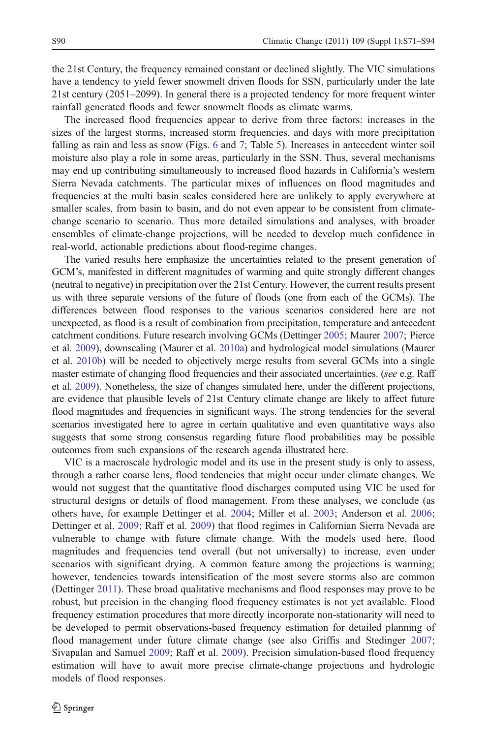the 21st Century, the frequency remained constant or declined slightly. The VIC simulations have a tendency to yield fewer snowmelt driven floods for SSN, particularly under the late 21st century (2051–2099). In general there is a projected tendency for more frequent winter rainfall generated floods and fewer snowmelt floods as climate warms.

The increased flood frequencies appear to derive from three factors: increases in the sizes of the largest storms, increased storm frequencies, and days with more precipitation falling as rain and less as snow (Figs. 6 and 7; Table 5). Increases in antecedent winter soil moisture also play a role in some areas, particularly in the SSN. Thus, several mechanisms may end up contributing simultaneously to increased flood hazards in California's western Sierra Nevada catchments. The particular mixes of influences on flood magnitudes and frequencies at the multi basin scales considered here are unlikely to apply everywhere at smaller scales, from basin to basin, and do not even appear to be consistent from climate-change scenario to scenario. Thus more detailed simulations and analyses, with broader ensembles of climate-change projections, will be needed to develop much confidence in real-world, actionable predictions about flood-regime changes.

The varied results here emphasize the uncertainties related to the present generation of GCM's, manifested in different magnitudes of warming and quite strongly different changes (neutral to negative) in precipitation over the 21st Century. However, the current results present us with three separate versions of the future of floods (one from each of the GCMs). The differences between flood responses to the various scenarios considered here are not unexpected, as flood is a result of combination from precipitation, temperature and antecedent catchment conditions. Future research involving GCMs (Dettinger 2005; Maurer 2007; Pierce et al. 2009), downscaling (Maurer et al. 2010a) and hydrological model simulations (Maurer et al. 2010b) will be needed to objectively merge results from several GCMs into a single master estimate of changing flood frequencies and their associated uncertainties. (*see* e.g. Raff et al. 2009). Nonetheless, the size of changes simulated here, under the different projections, are evidence that plausible levels of 21st Century climate change are likely to affect future flood magnitudes and frequencies in significant ways. The strong tendencies for the several scenarios investigated here to agree in certain qualitative and even quantitative ways also suggests that some strong consensus regarding future flood probabilities may be possible outcomes from such expansions of the research agenda illustrated here.

VIC is a macroscale hydrologic model and its use in the present study is only to assess, through a rather coarse lens, flood tendencies that might occur under climate changes. We would not suggest that the quantitative flood discharges computed using VIC be used for structural designs or details of flood management. From these analyses, we conclude (as others have, for example Dettinger et al. 2004; Miller et al. 2003; Anderson et al. 2006; Dettinger et al. 2009; Raff et al. 2009) that flood regimes in Californian Sierra Nevada are vulnerable to change with future climate change. With the models used here, flood magnitudes and frequencies tend overall (but not universally) to increase, even under scenarios with significant drying. A common feature among the projections is warming; however, tendencies towards intensification of the most severe storms also are common (Dettinger 2011). These broad qualitative mechanisms and flood responses may prove to be robust, but precision in the changing flood frequency estimates is not yet available. Flood frequency estimation procedures that more directly incorporate non-stationarity will need to be developed to permit observations-based frequency estimation for detailed planning of flood management under future climate change (see also Griffis and Stedinger 2007; Sivapalan and Samuel 2009; Raff et al. 2009). Precision simulation-based flood frequency estimation will have to await more precise climate-change projections and hydrologic models of flood responses.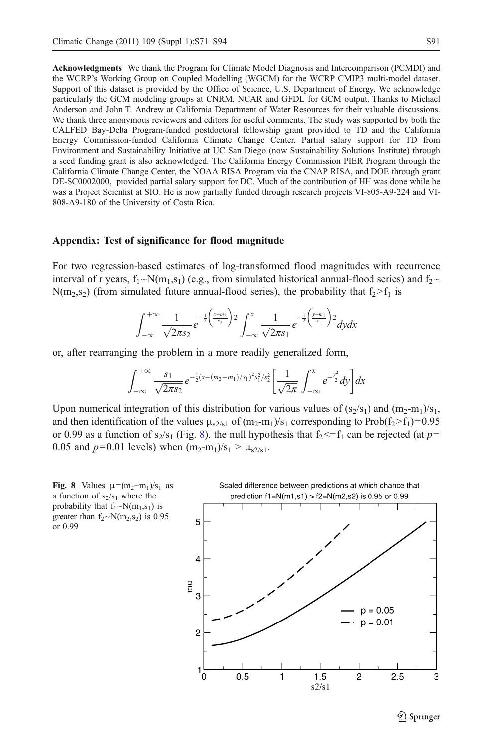**Acknowledgments** We thank the Program for Climate Model Diagnosis and Intercomparison (PCMDI) and the WCRP's Working Group on Coupled Modelling (WGCM) for the WCRP CMIP3 multi-model dataset. Support of this dataset is provided by the Office of Science, U.S. Department of Energy. We acknowledge particularly the GCM modeling groups at CNRM, NCAR and GFDL for GCM output. Thanks to Michael Anderson and John T. Andrew at California Department of Water Resources for their valuable discussions. We thank three anonymous reviewers and editors for useful comments. The study was supported by both the CALFED Bay-Delta Program-funded postdoctoral fellowship grant provided to TD and the California Energy Commission-funded California Climate Change Center. Partial salary support for TD from Environment and Sustainability Initiative at UC San Diego (now Sustainability Solutions Institute) through a seed funding grant is also acknowledged. The California Energy Commission PIER Program through the California Climate Change Center, the NOAA RISA Program via the CNAP RISA, and DOE through grant DE-SC0002000, provided partial salary support for DC. Much of the contribution of HH was done while he was a Project Scientist at SIO. He is now partially funded through research projects VI-805-A9-224 and VI-808-A9-180 of the University of Costa Rica.

## Appendix: Test of significance for flood magnitude

For two regression-based estimates of log-transformed flood magnitudes with recurrence interval of r years, $f_1 \sim N(m_1, s_1)$ (e.g., from simulated historical annual-flood series) and $f_2 \sim N(m_2, s_2)$ (from simulated future annual-flood series), the probability that $f_2 > f_1$ is

$$\int_{-\infty}^{+\infty} \frac{1}{\sqrt{2\pi} s_2} e^{-\frac{1}{2}\left(\frac{x-m_2}{s_2}\right)^2} \int_{-\infty}^{x} \frac{1}{\sqrt{2\pi} s_1} e^{-\frac{1}{2}\left(\frac{y-m_1}{s_1}\right)^2} dy dx$$

or, after rearranging the problem in a more readily generalized form,

$$\int_{-\infty}^{+\infty} \frac{s_1}{\sqrt{2\pi} s_2} e^{-\frac{1}{2}\left(x-(m_2-m_1)/s_1\right)^2 s_1^2/s_2^2} \left[\frac{1}{\sqrt{2\pi}} \int_{-\infty}^{x} e^{-\frac{y^2}{2}} dy\right] dx$$

Upon numerical integration of this distribution for various values of $(s_2/s_1)$ and $(m_2\text{-}m_1)/s_1$, and then identification of the values $\mu_{s2/s1}$ of $(m_2\text{-}m_1)/s_1$ corresponding to $\text{Prob}(f_2 > f_1) = 0.95$ or 0.99 as a function of $s_2/s_1$ (Fig. 8), the null hypothesis that $f_2 <= f_1$ can be rejected (at $p = 0.05$ and $p = 0.01$ levels) when $(m_2\text{-}m_1)/s_1 > \mu_{s2/s1}$.

**Fig. 8** Values $\mu = (m_2 - m_1)/s_1$ as a function of $s_2/s_1$ where the probability that $f_1 \sim N(m_1, s_1)$ is greater than $f_2 \sim N(m_2, s_2)$ is 0.95 or 0.99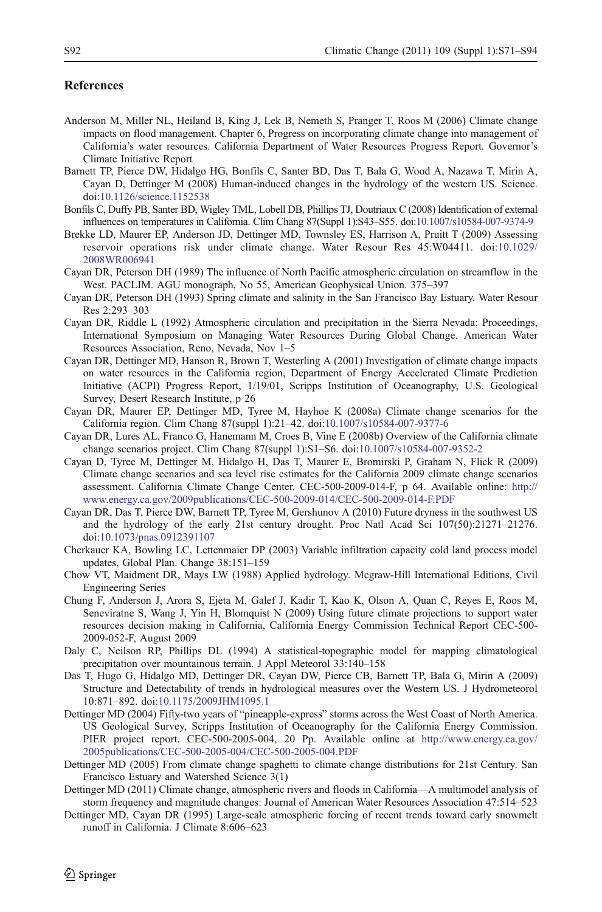## References

Anderson M, Miller NL, Heiland B, King J, Lek B, Nemeth S, Pranger T, Roos M (2006) Climate change impacts on flood management. Chapter 6, Progress on incorporating climate change into management of California's water resources. California Department of Water Resources Progress Report. Governor's Climate Initiative Report

Barnett TP, Pierce DW, Hidalgo HG, Bonfils C, Santer BD, Das T, Bala G, Wood A, Nazawa T, Mirin A, Cayan D, Dettinger M (2008) Human-induced changes in the hydrology of the western US. Science. doi:10.1126/science.1152538

Bonfils C, Duffy PB, Santer BD, Wigley TML, Lobell DB, Phillips TJ, Doutriaux C (2008) Identification of external influences on temperatures in California. Clim Chang 87(Suppl 1):S43–S55. doi:10.1007/s10584-007-9374-9

Brekke LD, Maurer EP, Anderson JD, Dettinger MD, Townsley ES, Harrison A, Pruitt T (2009) Assessing reservoir operations risk under climate change. Water Resour Res 45:W04411. doi:10.1029/2008WR006941

Cayan DR, Peterson DH (1989) The influence of North Pacific atmospheric circulation on streamflow in the West. PACLIM. AGU monograph, No 55, American Geophysical Union. 375–397

Cayan DR, Peterson DH (1993) Spring climate and salinity in the San Francisco Bay Estuary. Water Resour Res 2:293–303

Cayan DR, Riddle L (1992) Atmospheric circulation and precipitation in the Sierra Nevada: Proceedings, International Symposium on Managing Water Resources During Global Change. American Water Resources Association, Reno, Nevada, Nov 1–5

Cayan DR, Dettinger MD, Hanson R, Brown T, Westerling A (2001) Investigation of climate change impacts on water resources in the California region, Department of Energy Accelerated Climate Prediction Initiative (ACPI) Progress Report, 1/19/01, Scripps Institution of Oceanography, U.S. Geological Survey, Desert Research Institute, p 26

Cayan DR, Maurer EP, Dettinger MD, Tyree M, Hayhoe K (2008a) Climate change scenarios for the California region. Clim Chang 87(suppl 1):21–42. doi:10.1007/s10584-007-9377-6

Cayan DR, Lures AL, Franco G, Hanemann M, Croes B, Vine E (2008b) Overview of the California climate change scenarios project. Clim Chang 87(suppl 1):S1–S6. doi:10.1007/s10584-007-9352-2

Cayan D, Tyree M, Dettinger M, Hidalgo H, Das T, Maurer E, Bromirski P, Graham N, Flick R (2009) Climate change scenarios and sea level rise estimates for the California 2009 climate change scenarios assessment. California Climate Change Center. CEC-500-2009-014-F, p 64. Available online: http://www.energy.ca.gov/2009publications/CEC-500-2009-014/CEC-500-2009-014-F.PDF

Cayan DR, Das T, Pierce DW, Barnett TP, Tyree M, Gershunov A (2010) Future dryness in the southwest US and the hydrology of the early 21st century drought. Proc Natl Acad Sci 107(50):21271–21276. doi:10.1073/pnas.0912391107

Cherkauer KA, Bowling LC, Lettenmaier DP (2003) Variable infiltration capacity cold land process model updates, Global Plan. Change 38:151–159

Chow VT, Maidment DR, Mays LW (1988) Applied hydrology. Mcgraw-Hill International Editions, Civil Engineering Series

Chung F, Anderson J, Arora S, Ejeta M, Galef J, Kadir T, Kao K, Olson A, Quan C, Reyes E, Roos M, Seneviratne S, Wang J, Yin H, Blomquist N (2009) Using future climate projections to support water resources decision making in California, California Energy Commission Technical Report CEC-500-2009-052-F, August 2009

Daly C, Neilson RP, Phillips DL (1994) A statistical-topographic model for mapping climatological precipitation over mountainous terrain. J Appl Meteorol 33:140–158

Das T, Hugo G, Hidalgo MD, Dettinger DR, Cayan DW, Pierce CB, Barnett TP, Bala G, Mirin A (2009) Structure and Detectability of trends in hydrological measures over the Western US. J Hydrometeorol 10:871–892. doi:10.1175/2009JHM1095.1

Dettinger MD (2004) Fifty-two years of "pineapple-express" storms across the West Coast of North America. US Geological Survey, Scripps Institution of Oceanography for the California Energy Commission. PIER project report. CEC-500-2005-004, 20 Pp. Available online at http://www.energy.ca.gov/2005publications/CEC-500-2005-004/CEC-500-2005-004.PDF

Dettinger MD (2005) From climate change spaghetti to climate change distributions for 21st Century. San Francisco Estuary and Watershed Science 3(1)

Dettinger MD (2011) Climate change, atmospheric rivers and floods in California—A multimodel analysis of storm frequency and magnitude changes: Journal of American Water Resources Association 47:514–523

Dettinger MD, Cayan DR (1995) Large-scale atmospheric forcing of recent trends toward early snowmelt runoff in California. J Climate 8:606–623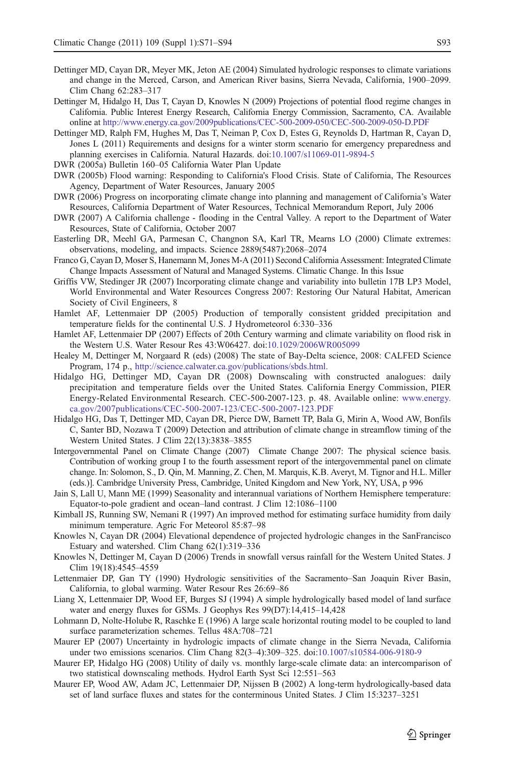Dettinger MD, Cayan DR, Meyer MK, Jeton AE (2004) Simulated hydrologic responses to climate variations and change in the Merced, Carson, and American River basins, Sierra Nevada, California, 1900–2099. Clim Chang 62:283–317

Dettinger M, Hidalgo H, Das T, Cayan D, Knowles N (2009) Projections of potential flood regime changes in California. Public Interest Energy Research, California Energy Commission, Sacramento, CA. Available online at http://www.energy.ca.gov/2009publications/CEC-500-2009-050/CEC-500-2009-050-D.PDF

Dettinger MD, Ralph FM, Hughes M, Das T, Neiman P, Cox D, Estes G, Reynolds D, Hartman R, Cayan D, Jones L (2011) Requirements and designs for a winter storm scenario for emergency preparedness and planning exercises in California. Natural Hazards. doi:10.1007/s11069-011-9894-5

DWR (2005a) Bulletin 160–05 California Water Plan Update

DWR (2005b) Flood warning: Responding to California's Flood Crisis. State of California, The Resources Agency, Department of Water Resources, January 2005

DWR (2006) Progress on incorporating climate change into planning and management of California's Water Resources, California Department of Water Resources, Technical Memorandum Report, July 2006

DWR (2007) A California challenge - flooding in the Central Valley. A report to the Department of Water Resources, State of California, October 2007

Easterling DR, Meehl GA, Parmesan C, Changnon SA, Karl TR, Mearns LO (2000) Climate extremes: observations, modeling, and impacts. Science 2889(5487):2068–2074

Franco G, Cayan D, Moser S, Hanemann M, Jones M-A (2011) Second California Assessment: Integrated Climate Change Impacts Assessment of Natural and Managed Systems. Climatic Change. In this Issue

Griffis VW, Stedinger JR (2007) Incorporating climate change and variability into bulletin 17B LP3 Model, World Environmental and Water Resources Congress 2007: Restoring Our Natural Habitat, American Society of Civil Engineers, 8

Hamlet AF, Lettenmaier DP (2005) Production of temporally consistent gridded precipitation and temperature fields for the continental U.S. J Hydrometeorol 6:330–336

Hamlet AF, Lettenmaier DP (2007) Effects of 20th Century warming and climate variability on flood risk in the Western U.S. Water Resour Res 43:W06427. doi:10.1029/2006WR005099

Healey M, Dettinger M, Norgaard R (eds) (2008) The state of Bay-Delta science, 2008: CALFED Science Program, 174 p., http://science.calwater.ca.gov/publications/sbds.html.

Hidalgo HG, Dettinger MD, Cayan DR (2008) Downscaling with constructed analogues: daily precipitation and temperature fields over the United States. California Energy Commission, PIER Energy-Related Environmental Research. CEC-500-2007-123. p. 48. Available online: www.energy.ca.gov/2007publications/CEC-500-2007-123/CEC-500-2007-123.PDF

Hidalgo HG, Das T, Dettinger MD, Cayan DR, Pierce DW, Barnett TP, Bala G, Mirin A, Wood AW, Bonfils C, Santer BD, Nozawa T (2009) Detection and attribution of climate change in streamflow timing of the Western United States. J Clim 22(13):3838–3855

Intergovernmental Panel on Climate Change (2007) Climate Change 2007: The physical science basis. Contribution of working group I to the fourth assessment report of the intergovernmental panel on climate change. In: Solomon, S., D. Qin, M. Manning, Z. Chen, M. Marquis, K.B. Averyt, M. Tignor and H.L. Miller (eds.)]. Cambridge University Press, Cambridge, United Kingdom and New York, NY, USA, p 996

Jain S, Lall U, Mann ME (1999) Seasonality and interannual variations of Northern Hemisphere temperature: Equator-to-pole gradient and ocean–land contrast. J Clim 12:1086–1100

Kimball JS, Running SW, Nemani R (1997) An improved method for estimating surface humidity from daily minimum temperature. Agric For Meteorol 85:87–98

Knowles N, Cayan DR (2004) Elevational dependence of projected hydrologic changes in the SanFrancisco Estuary and watershed. Clim Chang 62(1):319–336

Knowles N, Dettinger M, Cayan D (2006) Trends in snowfall versus rainfall for the Western United States. J Clim 19(18):4545–4559

Lettenmaier DP, Gan TY (1990) Hydrologic sensitivities of the Sacramento–San Joaquin River Basin, California, to global warming. Water Resour Res 26:69–86

Liang X, Lettenmaier DP, Wood EF, Burges SJ (1994) A simple hydrologically based model of land surface water and energy fluxes for GSMs. J Geophys Res 99(D7):14,415–14,428

Lohmann D, Nolte-Holube R, Raschke E (1996) A large scale horizontal routing model to be coupled to land surface parameterization schemes. Tellus 48A:708–721

Maurer EP (2007) Uncertainty in hydrologic impacts of climate change in the Sierra Nevada, California under two emissions scenarios. Clim Chang 82(3–4):309–325. doi:10.1007/s10584-006-9180-9

Maurer EP, Hidalgo HG (2008) Utility of daily vs. monthly large-scale climate data: an intercomparison of two statistical downscaling methods. Hydrol Earth Syst Sci 12:551–563

Maurer EP, Wood AW, Adam JC, Lettenmaier DP, Nijssen B (2002) A long-term hydrologically-based data set of land surface fluxes and states for the conterminous United States. J Clim 15:3237–3251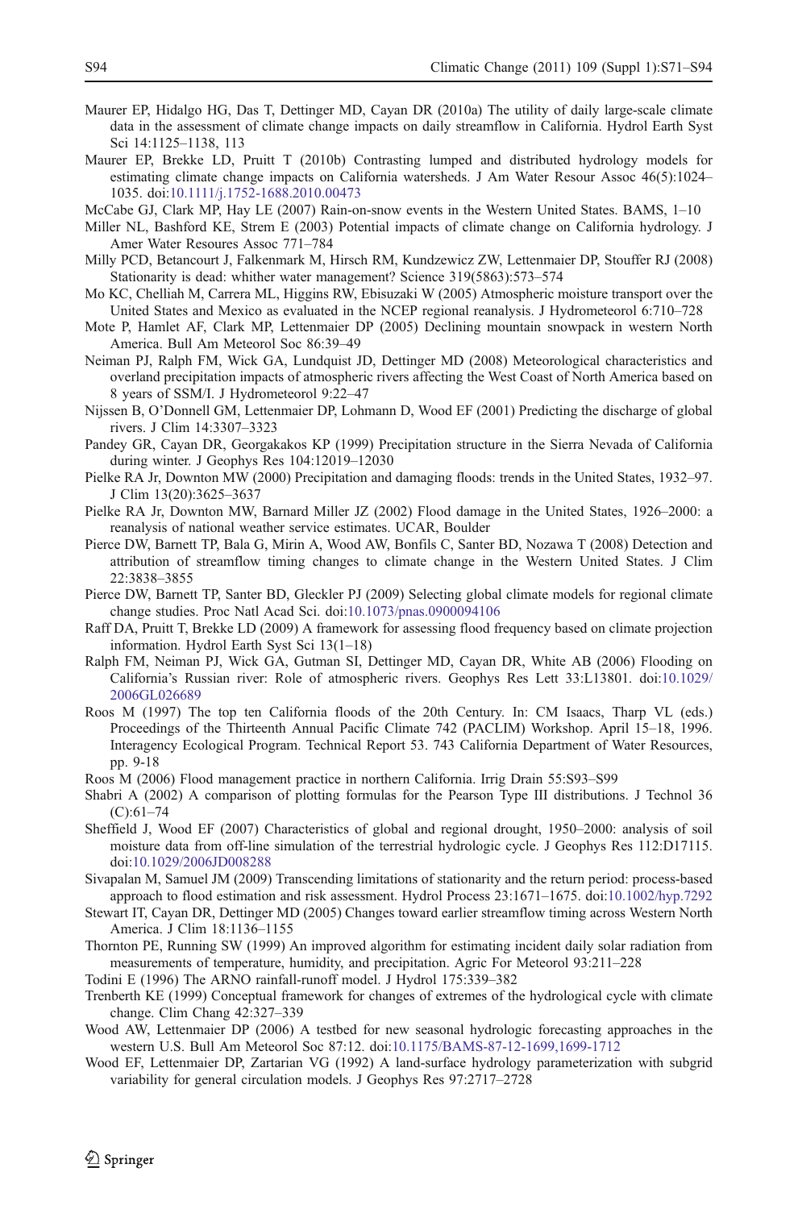Maurer EP, Hidalgo HG, Das T, Dettinger MD, Cayan DR (2010a) The utility of daily large-scale climate data in the assessment of climate change impacts on daily streamflow in California. Hydrol Earth Syst Sci 14:1125–1138, 113

Maurer EP, Brekke LD, Pruitt T (2010b) Contrasting lumped and distributed hydrology models for estimating climate change impacts on California watersheds. J Am Water Resour Assoc 46(5):1024–1035. doi:10.1111/j.1752-1688.2010.00473

McCabe GJ, Clark MP, Hay LE (2007) Rain-on-snow events in the Western United States. BAMS, 1–10

Miller NL, Bashford KE, Strem E (2003) Potential impacts of climate change on California hydrology. J Amer Water Resoures Assoc 771–784

Milly PCD, Betancourt J, Falkenmark M, Hirsch RM, Kundzewicz ZW, Lettenmaier DP, Stouffer RJ (2008) Stationarity is dead: whither water management? Science 319(5863):573–574

Mo KC, Chelliah M, Carrera ML, Higgins RW, Ebisuzaki W (2005) Atmospheric moisture transport over the United States and Mexico as evaluated in the NCEP regional reanalysis. J Hydrometeorol 6:710–728

Mote P, Hamlet AF, Clark MP, Lettenmaier DP (2005) Declining mountain snowpack in western North America. Bull Am Meteorol Soc 86:39–49

Neiman PJ, Ralph FM, Wick GA, Lundquist JD, Dettinger MD (2008) Meteorological characteristics and overland precipitation impacts of atmospheric rivers affecting the West Coast of North America based on 8 years of SSM/I. J Hydrometeorol 9:22–47

Nijssen B, O'Donnell GM, Lettenmaier DP, Lohmann D, Wood EF (2001) Predicting the discharge of global rivers. J Clim 14:3307–3323

Pandey GR, Cayan DR, Georgakakos KP (1999) Precipitation structure in the Sierra Nevada of California during winter. J Geophys Res 104:12019–12030

Pielke RA Jr, Downton MW (2000) Precipitation and damaging floods: trends in the United States, 1932–97. J Clim 13(20):3625–3637

Pielke RA Jr, Downton MW, Barnard Miller JZ (2002) Flood damage in the United States, 1926–2000: a reanalysis of national weather service estimates. UCAR, Boulder

Pierce DW, Barnett TP, Bala G, Mirin A, Wood AW, Bonfils C, Santer BD, Nozawa T (2008) Detection and attribution of streamflow timing changes to climate change in the Western United States. J Clim 22:3838–3855

Pierce DW, Barnett TP, Santer BD, Gleckler PJ (2009) Selecting global climate models for regional climate change studies. Proc Natl Acad Sci. doi:10.1073/pnas.0900094106

Raff DA, Pruitt T, Brekke LD (2009) A framework for assessing flood frequency based on climate projection information. Hydrol Earth Syst Sci 13(1–18)

Ralph FM, Neiman PJ, Wick GA, Gutman SI, Dettinger MD, Cayan DR, White AB (2006) Flooding on California's Russian river: Role of atmospheric rivers. Geophys Res Lett 33:L13801. doi:10.1029/2006GL026689

Roos M (1997) The top ten California floods of the 20th Century. In: CM Isaacs, Tharp VL (eds.) Proceedings of the Thirteenth Annual Pacific Climate 742 (PACLIM) Workshop. April 15–18, 1996. Interagency Ecological Program. Technical Report 53. 743 California Department of Water Resources, pp. 9-18

Roos M (2006) Flood management practice in northern California. Irrig Drain 55:S93–S99

Shabri A (2002) A comparison of plotting formulas for the Pearson Type III distributions. J Technol 36(C):61–74

Sheffield J, Wood EF (2007) Characteristics of global and regional drought, 1950–2000: analysis of soil moisture data from off-line simulation of the terrestrial hydrologic cycle. J Geophys Res 112:D17115. doi:10.1029/2006JD008288

Sivapalan M, Samuel JM (2009) Transcending limitations of stationarity and the return period: process-based approach to flood estimation and risk assessment. Hydrol Process 23:1671–1675. doi:10.1002/hyp.7292

Stewart IT, Cayan DR, Dettinger MD (2005) Changes toward earlier streamflow timing across Western North America. J Clim 18:1136–1155

Thornton PE, Running SW (1999) An improved algorithm for estimating incident daily solar radiation from measurements of temperature, humidity, and precipitation. Agric For Meteorol 93:211–228

Todini E (1996) The ARNO rainfall-runoff model. J Hydrol 175:339–382

Trenberth KE (1999) Conceptual framework for changes of extremes of the hydrological cycle with climate change. Clim Chang 42:327–339

Wood AW, Lettenmaier DP (2006) A testbed for new seasonal hydrologic forecasting approaches in the western U.S. Bull Am Meteorol Soc 87:12. doi:10.1175/BAMS-87-12-1699,1699-1712

Wood EF, Lettenmaier DP, Zartarian VG (1992) A land-surface hydrology parameterization with subgrid variability for general circulation models. J Geophys Res 97:2717–2728